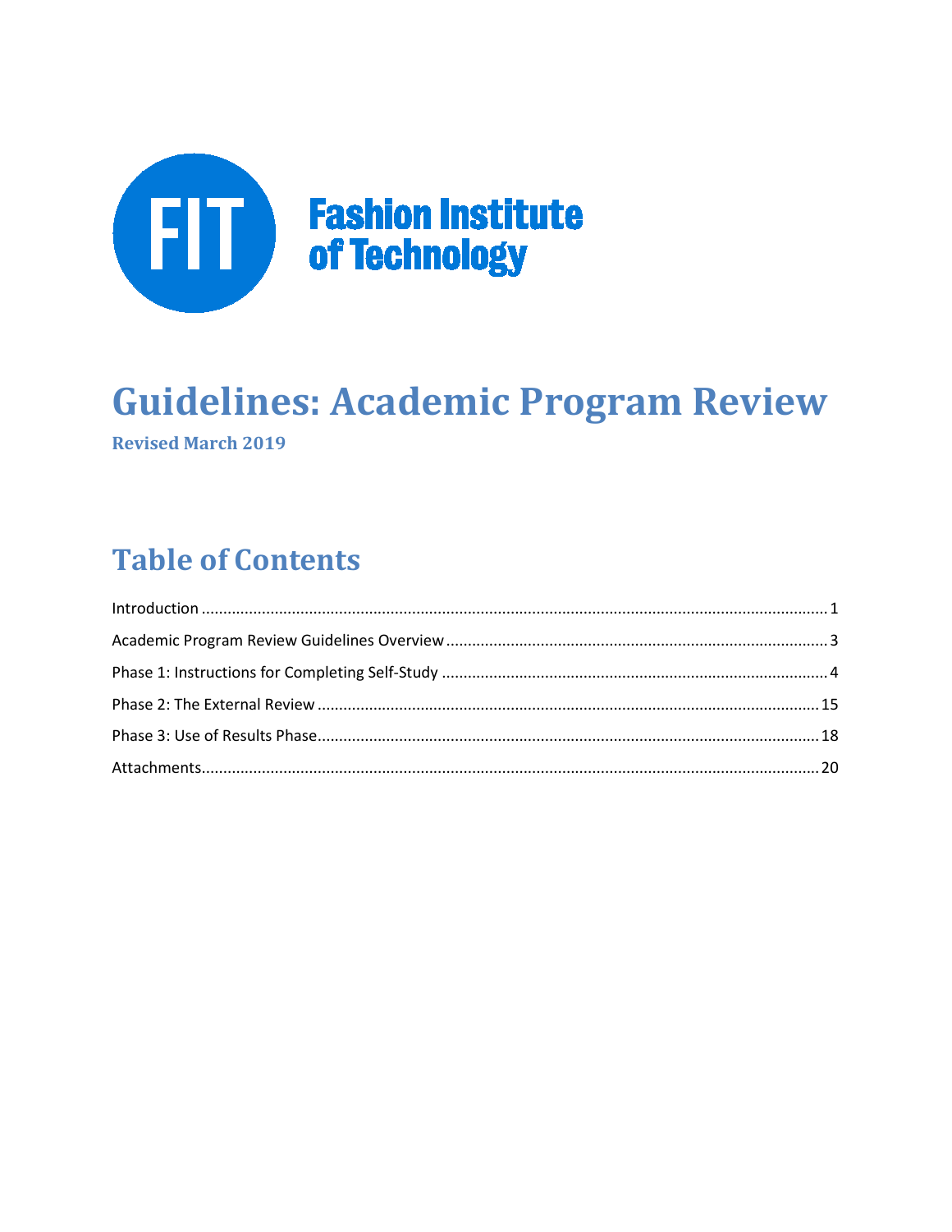FIT Fashion Institute of Technology

# Guidelines: Academic Program Review

**Revised March 2019**

## Table of Contents

Introduction ........ 1

Academic Program Review Guidelines Overview ........ 3

Phase 1: Instructions for Completing Self-Study ........ 4

Phase 2: The External Review ........ 15

Phase 3: Use of Results Phase ........ 18

Attachments ........ 20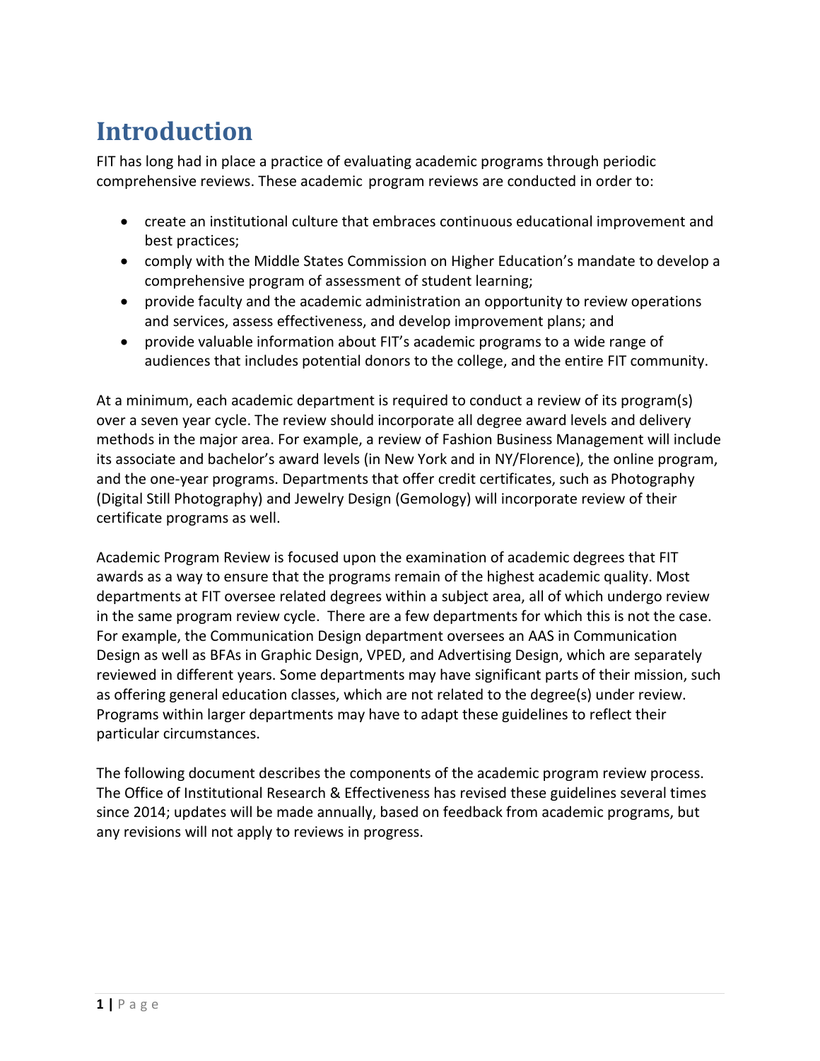# Introduction

FIT has long had in place a practice of evaluating academic programs through periodic comprehensive reviews. These academic program reviews are conducted in order to:

- create an institutional culture that embraces continuous educational improvement and best practices;
- comply with the Middle States Commission on Higher Education's mandate to develop a comprehensive program of assessment of student learning;
- provide faculty and the academic administration an opportunity to review operations and services, assess effectiveness, and develop improvement plans; and
- provide valuable information about FIT's academic programs to a wide range of audiences that includes potential donors to the college, and the entire FIT community.

At a minimum, each academic department is required to conduct a review of its program(s) over a seven year cycle. The review should incorporate all degree award levels and delivery methods in the major area. For example, a review of Fashion Business Management will include its associate and bachelor's award levels (in New York and in NY/Florence), the online program, and the one-year programs. Departments that offer credit certificates, such as Photography (Digital Still Photography) and Jewelry Design (Gemology) will incorporate review of their certificate programs as well.

Academic Program Review is focused upon the examination of academic degrees that FIT awards as a way to ensure that the programs remain of the highest academic quality. Most departments at FIT oversee related degrees within a subject area, all of which undergo review in the same program review cycle. There are a few departments for which this is not the case. For example, the Communication Design department oversees an AAS in Communication Design as well as BFAs in Graphic Design, VPED, and Advertising Design, which are separately reviewed in different years. Some departments may have significant parts of their mission, such as offering general education classes, which are not related to the degree(s) under review. Programs within larger departments may have to adapt these guidelines to reflect their particular circumstances.

The following document describes the components of the academic program review process. The Office of Institutional Research & Effectiveness has revised these guidelines several times since 2014; updates will be made annually, based on feedback from academic programs, but any revisions will not apply to reviews in progress.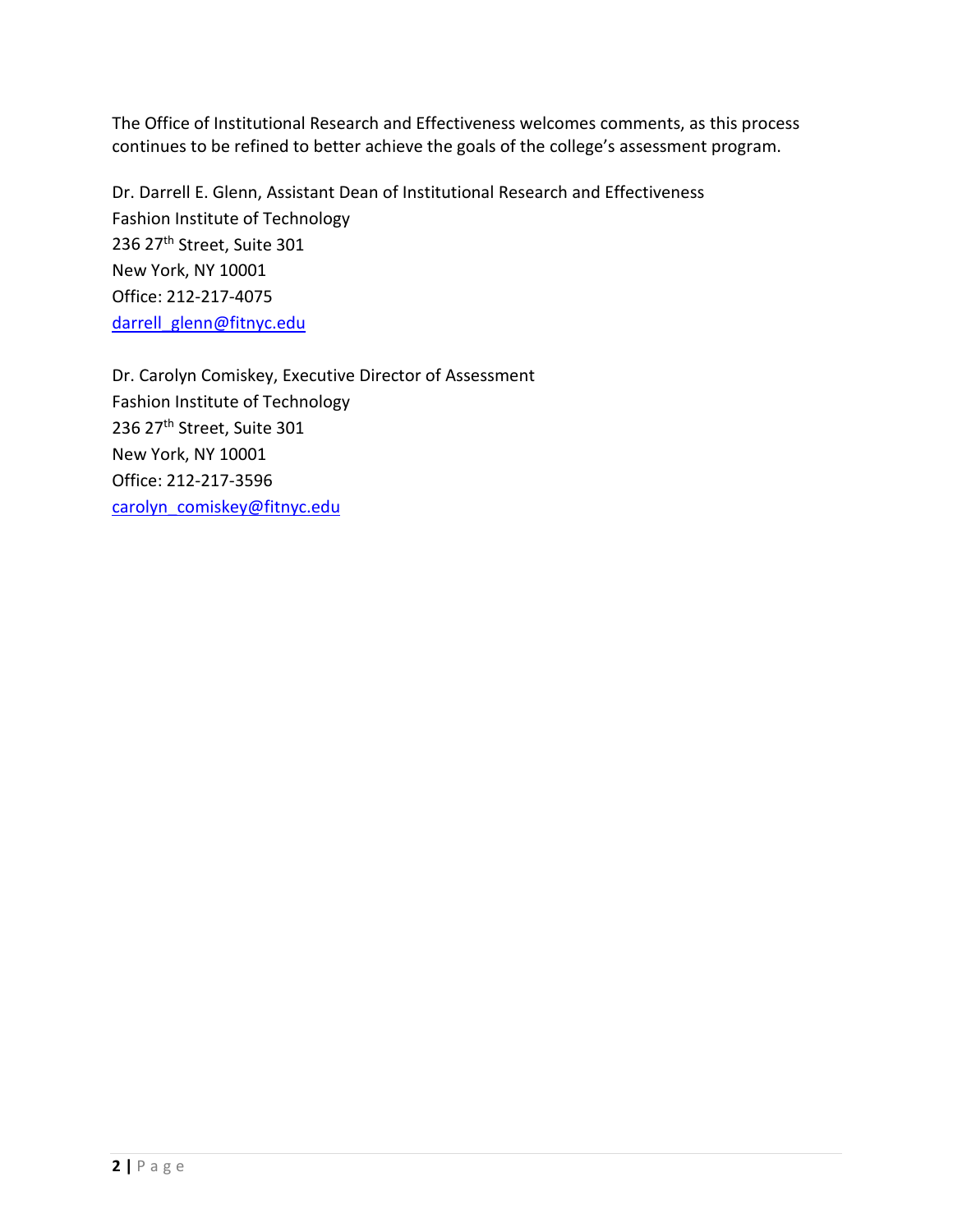The Office of Institutional Research and Effectiveness welcomes comments, as this process continues to be refined to better achieve the goals of the college's assessment program.

Dr. Darrell E. Glenn, Assistant Dean of Institutional Research and Effectiveness
Fashion Institute of Technology
236 27th Street, Suite 301
New York, NY 10001
Office: 212-217-4075
darrell_glenn@fitnyc.edu

Dr. Carolyn Comiskey, Executive Director of Assessment
Fashion Institute of Technology
236 27th Street, Suite 301
New York, NY 10001
Office: 212-217-3596
carolyn_comiskey@fitnyc.edu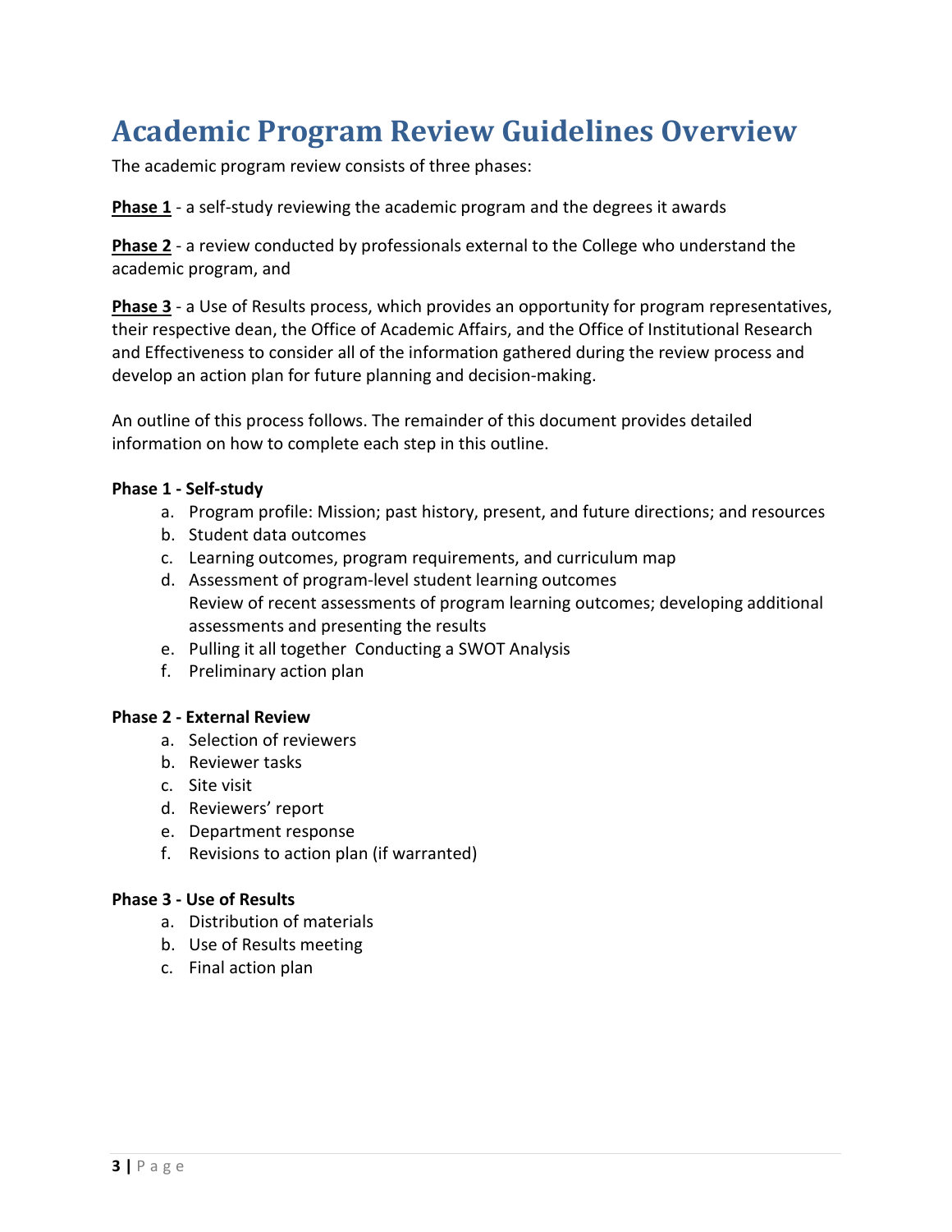# Academic Program Review Guidelines Overview

The academic program review consists of three phases:

**Phase 1** - a self-study reviewing the academic program and the degrees it awards

**Phase 2** - a review conducted by professionals external to the College who understand the academic program, and

**Phase 3** - a Use of Results process, which provides an opportunity for program representatives, their respective dean, the Office of Academic Affairs, and the Office of Institutional Research and Effectiveness to consider all of the information gathered during the review process and develop an action plan for future planning and decision-making.

An outline of this process follows. The remainder of this document provides detailed information on how to complete each step in this outline.

**Phase 1 - Self-study**

a. Program profile: Mission; past history, present, and future directions; and resources
b. Student data outcomes
c. Learning outcomes, program requirements, and curriculum map
d. Assessment of program-level student learning outcomes
   Review of recent assessments of program learning outcomes; developing additional assessments and presenting the results
e. Pulling it all together Conducting a SWOT Analysis
f. Preliminary action plan

**Phase 2 - External Review**

a. Selection of reviewers
b. Reviewer tasks
c. Site visit
d. Reviewers' report
e. Department response
f. Revisions to action plan (if warranted)

**Phase 3 - Use of Results**

a. Distribution of materials
b. Use of Results meeting
c. Final action plan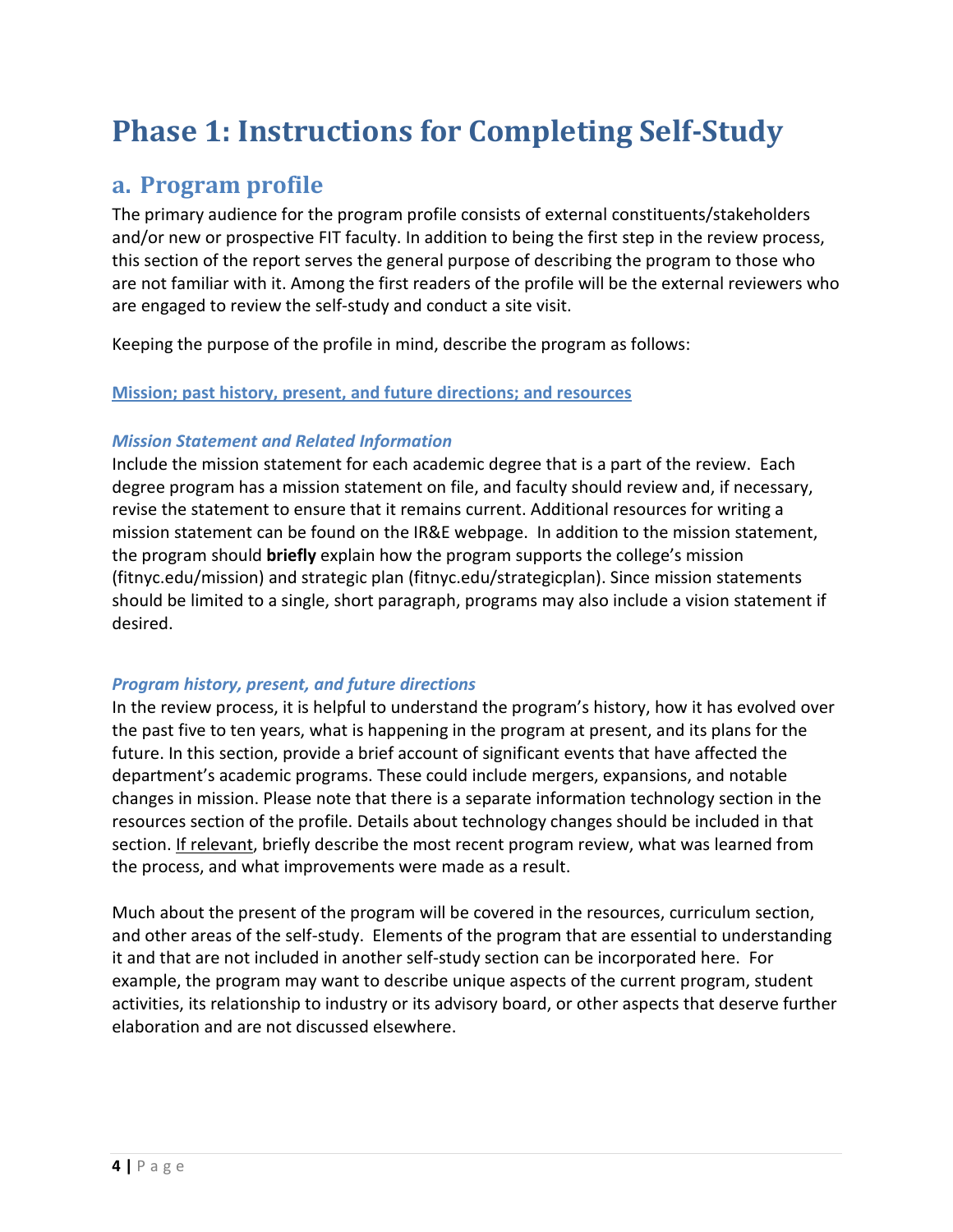# Phase 1: Instructions for Completing Self-Study

## a. Program profile

The primary audience for the program profile consists of external constituents/stakeholders and/or new or prospective FIT faculty. In addition to being the first step in the review process, this section of the report serves the general purpose of describing the program to those who are not familiar with it. Among the first readers of the profile will be the external reviewers who are engaged to review the self-study and conduct a site visit.

Keeping the purpose of the profile in mind, describe the program as follows:

**Mission; past history, present, and future directions; and resources**

### *Mission Statement and Related Information*

Include the mission statement for each academic degree that is a part of the review. Each degree program has a mission statement on file, and faculty should review and, if necessary, revise the statement to ensure that it remains current. Additional resources for writing a mission statement can be found on the IR&E webpage. In addition to the mission statement, the program should **briefly** explain how the program supports the college's mission (fitnyc.edu/mission) and strategic plan (fitnyc.edu/strategicplan). Since mission statements should be limited to a single, short paragraph, programs may also include a vision statement if desired.

### *Program history, present, and future directions*

In the review process, it is helpful to understand the program's history, how it has evolved over the past five to ten years, what is happening in the program at present, and its plans for the future. In this section, provide a brief account of significant events that have affected the department's academic programs. These could include mergers, expansions, and notable changes in mission. Please note that there is a separate information technology section in the resources section of the profile. Details about technology changes should be included in that section. If relevant, briefly describe the most recent program review, what was learned from the process, and what improvements were made as a result.

Much about the present of the program will be covered in the resources, curriculum section, and other areas of the self-study. Elements of the program that are essential to understanding it and that are not included in another self-study section can be incorporated here. For example, the program may want to describe unique aspects of the current program, student activities, its relationship to industry or its advisory board, or other aspects that deserve further elaboration and are not discussed elsewhere.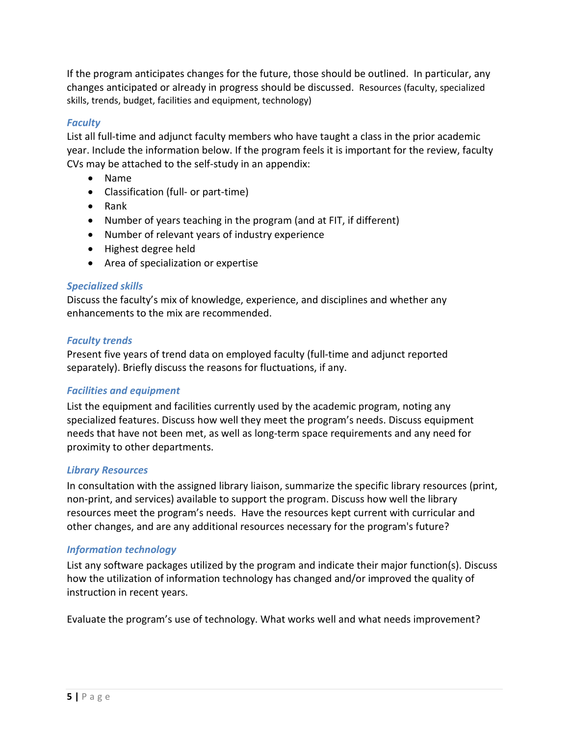If the program anticipates changes for the future, those should be outlined. In particular, any changes anticipated or already in progress should be discussed. Resources (faculty, specialized skills, trends, budget, facilities and equipment, technology)

### *Faculty*

List all full-time and adjunct faculty members who have taught a class in the prior academic year. Include the information below. If the program feels it is important for the review, faculty CVs may be attached to the self-study in an appendix:

- Name
- Classification (full- or part-time)
- Rank
- Number of years teaching in the program (and at FIT, if different)
- Number of relevant years of industry experience
- Highest degree held
- Area of specialization or expertise

### *Specialized skills*

Discuss the faculty's mix of knowledge, experience, and disciplines and whether any enhancements to the mix are recommended.

### *Faculty trends*

Present five years of trend data on employed faculty (full-time and adjunct reported separately). Briefly discuss the reasons for fluctuations, if any.

### *Facilities and equipment*

List the equipment and facilities currently used by the academic program, noting any specialized features. Discuss how well they meet the program's needs. Discuss equipment needs that have not been met, as well as long-term space requirements and any need for proximity to other departments.

### *Library Resources*

In consultation with the assigned library liaison, summarize the specific library resources (print, non-print, and services) available to support the program. Discuss how well the library resources meet the program's needs. Have the resources kept current with curricular and other changes, and are any additional resources necessary for the program's future?

### *Information technology*

List any software packages utilized by the program and indicate their major function(s). Discuss how the utilization of information technology has changed and/or improved the quality of instruction in recent years.

Evaluate the program's use of technology. What works well and what needs improvement?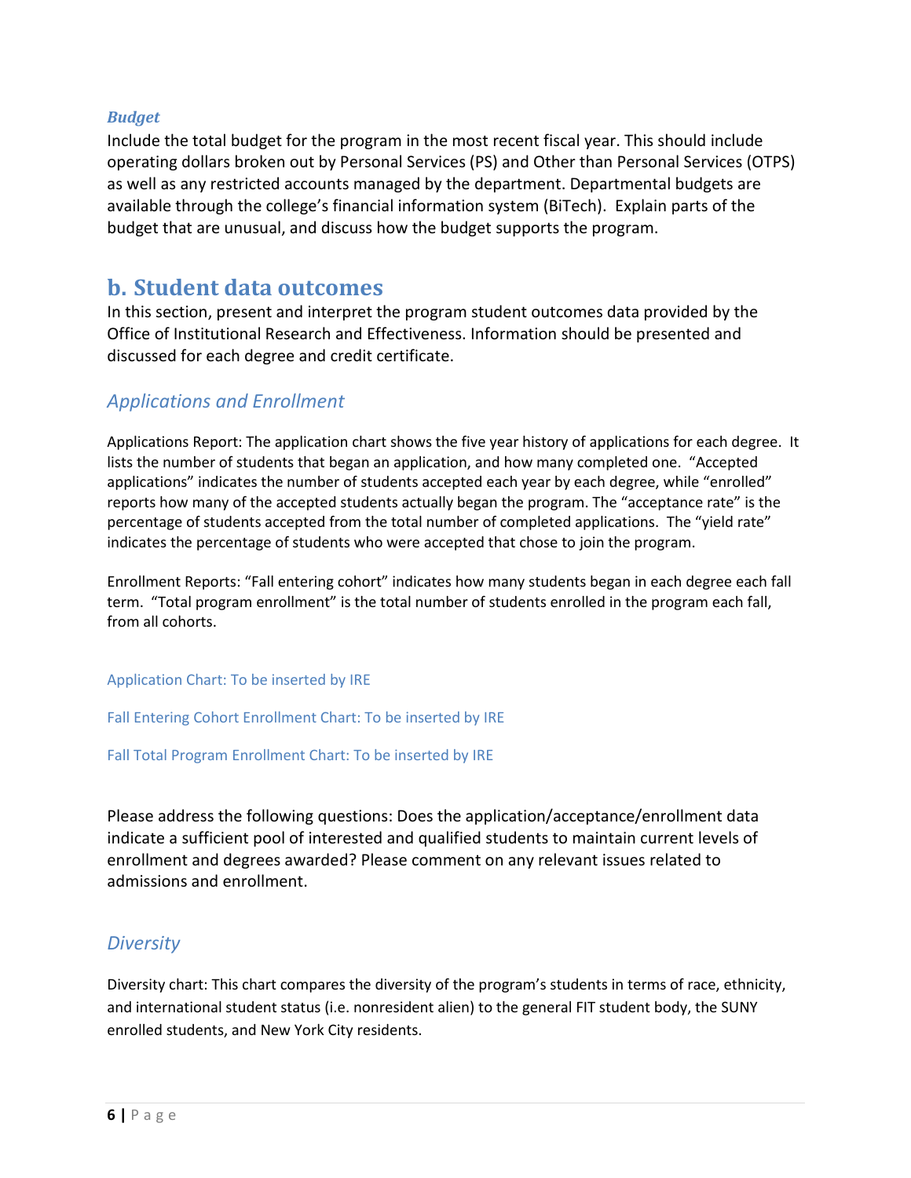#### *Budget*

Include the total budget for the program in the most recent fiscal year. This should include operating dollars broken out by Personal Services (PS) and Other than Personal Services (OTPS) as well as any restricted accounts managed by the department. Departmental budgets are available through the college's financial information system (BiTech). Explain parts of the budget that are unusual, and discuss how the budget supports the program.

## b. Student data outcomes

In this section, present and interpret the program student outcomes data provided by the Office of Institutional Research and Effectiveness. Information should be presented and discussed for each degree and credit certificate.

### *Applications and Enrollment*

Applications Report: The application chart shows the five year history of applications for each degree. It lists the number of students that began an application, and how many completed one. "Accepted applications" indicates the number of students accepted each year by each degree, while "enrolled" reports how many of the accepted students actually began the program. The "acceptance rate" is the percentage of students accepted from the total number of completed applications. The "yield rate" indicates the percentage of students who were accepted that chose to join the program.

Enrollment Reports: "Fall entering cohort" indicates how many students began in each degree each fall term. "Total program enrollment" is the total number of students enrolled in the program each fall, from all cohorts.

Application Chart: To be inserted by IRE

Fall Entering Cohort Enrollment Chart: To be inserted by IRE

Fall Total Program Enrollment Chart: To be inserted by IRE

Please address the following questions: Does the application/acceptance/enrollment data indicate a sufficient pool of interested and qualified students to maintain current levels of enrollment and degrees awarded? Please comment on any relevant issues related to admissions and enrollment.

### *Diversity*

Diversity chart: This chart compares the diversity of the program's students in terms of race, ethnicity, and international student status (i.e. nonresident alien) to the general FIT student body, the SUNY enrolled students, and New York City residents.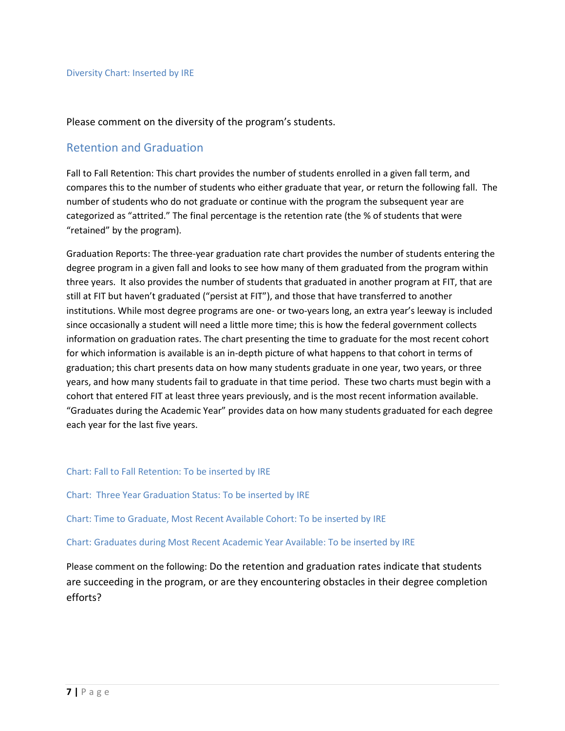Diversity Chart: Inserted by IRE

Please comment on the diversity of the program's students.

## Retention and Graduation

Fall to Fall Retention: This chart provides the number of students enrolled in a given fall term, and compares this to the number of students who either graduate that year, or return the following fall. The number of students who do not graduate or continue with the program the subsequent year are categorized as "attrited." The final percentage is the retention rate (the % of students that were "retained" by the program).

Graduation Reports: The three-year graduation rate chart provides the number of students entering the degree program in a given fall and looks to see how many of them graduated from the program within three years. It also provides the number of students that graduated in another program at FIT, that are still at FIT but haven't graduated ("persist at FIT"), and those that have transferred to another institutions. While most degree programs are one- or two-years long, an extra year's leeway is included since occasionally a student will need a little more time; this is how the federal government collects information on graduation rates. The chart presenting the time to graduate for the most recent cohort for which information is available is an in-depth picture of what happens to that cohort in terms of graduation; this chart presents data on how many students graduate in one year, two years, or three years, and how many students fail to graduate in that time period. These two charts must begin with a cohort that entered FIT at least three years previously, and is the most recent information available. "Graduates during the Academic Year" provides data on how many students graduated for each degree each year for the last five years.

Chart: Fall to Fall Retention: To be inserted by IRE

Chart: Three Year Graduation Status: To be inserted by IRE

Chart: Time to Graduate, Most Recent Available Cohort: To be inserted by IRE

Chart: Graduates during Most Recent Academic Year Available: To be inserted by IRE

Please comment on the following: Do the retention and graduation rates indicate that students are succeeding in the program, or are they encountering obstacles in their degree completion efforts?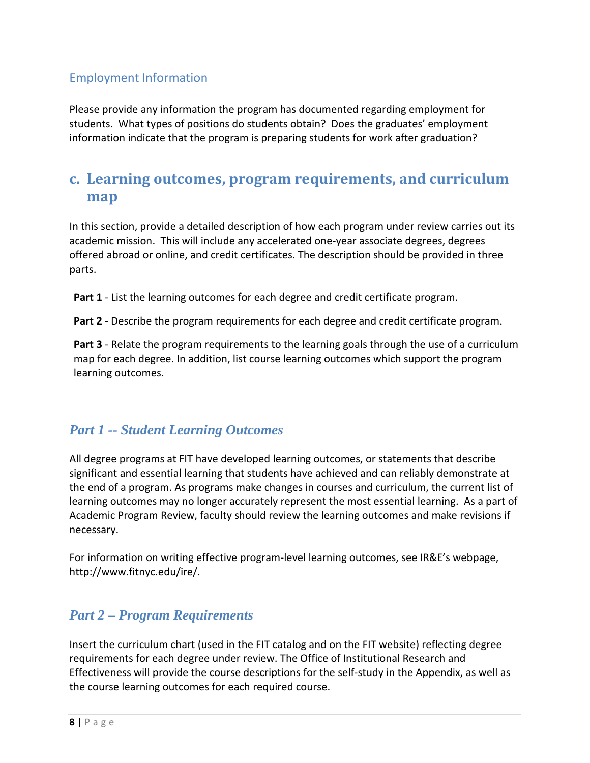### Employment Information

Please provide any information the program has documented regarding employment for students. What types of positions do students obtain? Does the graduates' employment information indicate that the program is preparing students for work after graduation?

## c. Learning outcomes, program requirements, and curriculum map

In this section, provide a detailed description of how each program under review carries out its academic mission. This will include any accelerated one-year associate degrees, degrees offered abroad or online, and credit certificates. The description should be provided in three parts.

**Part 1** - List the learning outcomes for each degree and credit certificate program.

**Part 2** - Describe the program requirements for each degree and credit certificate program.

**Part 3** - Relate the program requirements to the learning goals through the use of a curriculum map for each degree. In addition, list course learning outcomes which support the program learning outcomes.

### *Part 1 -- Student Learning Outcomes*

All degree programs at FIT have developed learning outcomes, or statements that describe significant and essential learning that students have achieved and can reliably demonstrate at the end of a program. As programs make changes in courses and curriculum, the current list of learning outcomes may no longer accurately represent the most essential learning. As a part of Academic Program Review, faculty should review the learning outcomes and make revisions if necessary.

For information on writing effective program-level learning outcomes, see IR&E's webpage, http://www.fitnyc.edu/ire/.

### *Part 2 – Program Requirements*

Insert the curriculum chart (used in the FIT catalog and on the FIT website) reflecting degree requirements for each degree under review. The Office of Institutional Research and Effectiveness will provide the course descriptions for the self-study in the Appendix, as well as the course learning outcomes for each required course.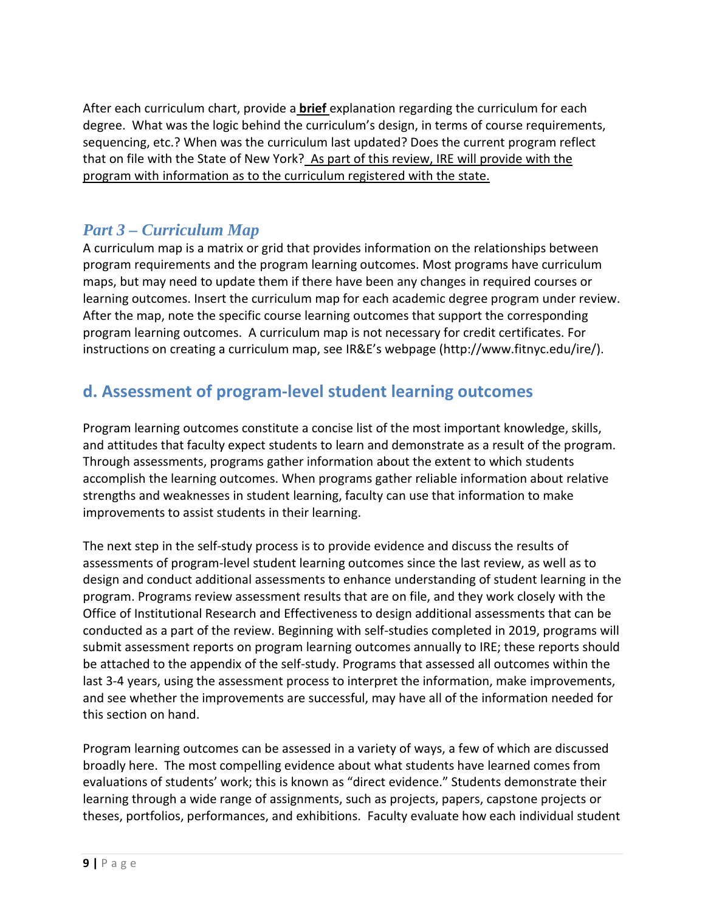After each curriculum chart, provide a **brief** explanation regarding the curriculum for each degree. What was the logic behind the curriculum's design, in terms of course requirements, sequencing, etc.? When was the curriculum last updated? Does the current program reflect that on file with the State of New York? As part of this review, IRE will provide with the program with information as to the curriculum registered with the state.

### *Part 3 – Curriculum Map*

A curriculum map is a matrix or grid that provides information on the relationships between program requirements and the program learning outcomes. Most programs have curriculum maps, but may need to update them if there have been any changes in required courses or learning outcomes. Insert the curriculum map for each academic degree program under review. After the map, note the specific course learning outcomes that support the corresponding program learning outcomes. A curriculum map is not necessary for credit certificates. For instructions on creating a curriculum map, see IR&E's webpage (http://www.fitnyc.edu/ire/).

## d. Assessment of program-level student learning outcomes

Program learning outcomes constitute a concise list of the most important knowledge, skills, and attitudes that faculty expect students to learn and demonstrate as a result of the program. Through assessments, programs gather information about the extent to which students accomplish the learning outcomes. When programs gather reliable information about relative strengths and weaknesses in student learning, faculty can use that information to make improvements to assist students in their learning.

The next step in the self-study process is to provide evidence and discuss the results of assessments of program-level student learning outcomes since the last review, as well as to design and conduct additional assessments to enhance understanding of student learning in the program. Programs review assessment results that are on file, and they work closely with the Office of Institutional Research and Effectiveness to design additional assessments that can be conducted as a part of the review. Beginning with self-studies completed in 2019, programs will submit assessment reports on program learning outcomes annually to IRE; these reports should be attached to the appendix of the self-study. Programs that assessed all outcomes within the last 3-4 years, using the assessment process to interpret the information, make improvements, and see whether the improvements are successful, may have all of the information needed for this section on hand.

Program learning outcomes can be assessed in a variety of ways, a few of which are discussed broadly here. The most compelling evidence about what students have learned comes from evaluations of students' work; this is known as "direct evidence." Students demonstrate their learning through a wide range of assignments, such as projects, papers, capstone projects or theses, portfolios, performances, and exhibitions. Faculty evaluate how each individual student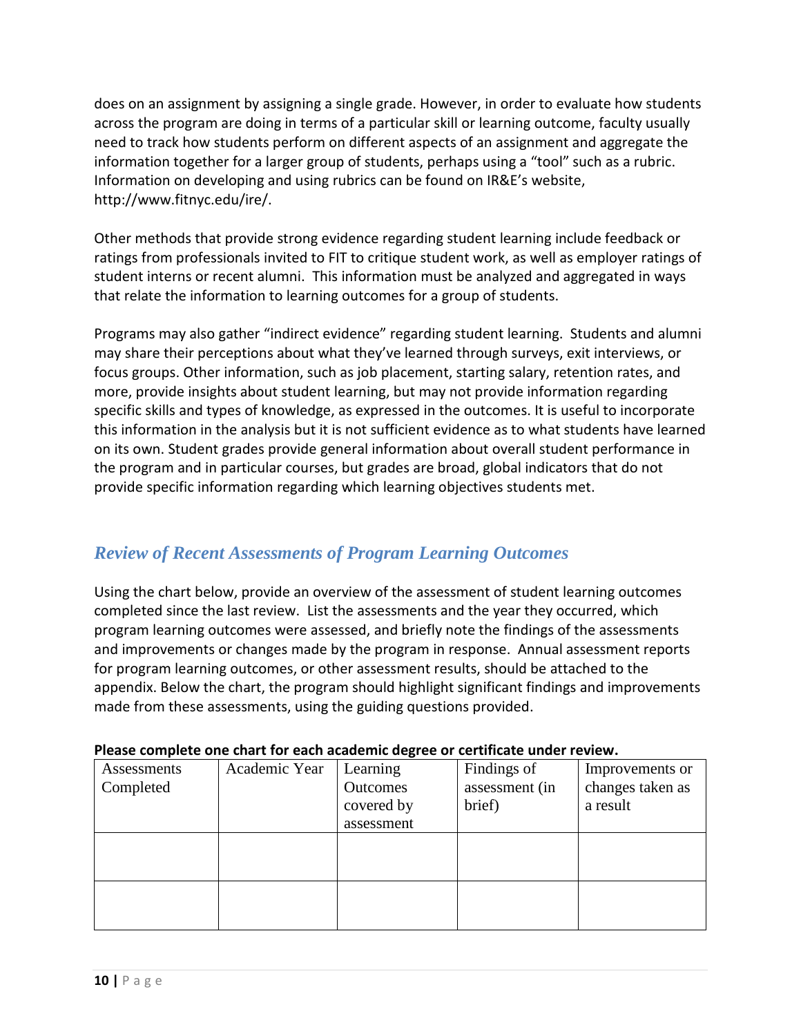does on an assignment by assigning a single grade. However, in order to evaluate how students across the program are doing in terms of a particular skill or learning outcome, faculty usually need to track how students perform on different aspects of an assignment and aggregate the information together for a larger group of students, perhaps using a "tool" such as a rubric. Information on developing and using rubrics can be found on IR&E's website, http://www.fitnyc.edu/ire/.

Other methods that provide strong evidence regarding student learning include feedback or ratings from professionals invited to FIT to critique student work, as well as employer ratings of student interns or recent alumni. This information must be analyzed and aggregated in ways that relate the information to learning outcomes for a group of students.

Programs may also gather "indirect evidence" regarding student learning. Students and alumni may share their perceptions about what they've learned through surveys, exit interviews, or focus groups. Other information, such as job placement, starting salary, retention rates, and more, provide insights about student learning, but may not provide information regarding specific skills and types of knowledge, as expressed in the outcomes. It is useful to incorporate this information in the analysis but it is not sufficient evidence as to what students have learned on its own. Student grades provide general information about overall student performance in the program and in particular courses, but grades are broad, global indicators that do not provide specific information regarding which learning objectives students met.

## *Review of Recent Assessments of Program Learning Outcomes*

Using the chart below, provide an overview of the assessment of student learning outcomes completed since the last review. List the assessments and the year they occurred, which program learning outcomes were assessed, and briefly note the findings of the assessments and improvements or changes made by the program in response. Annual assessment reports for program learning outcomes, or other assessment results, should be attached to the appendix. Below the chart, the program should highlight significant findings and improvements made from these assessments, using the guiding questions provided.

**Please complete one chart for each academic degree or certificate under review.**

| Assessments Completed | Academic Year | Learning Outcomes covered by assessment | Findings of assessment (in brief) | Improvements or changes taken as a result |
|---|---|---|---|---|
| | | | | |
| | | | | |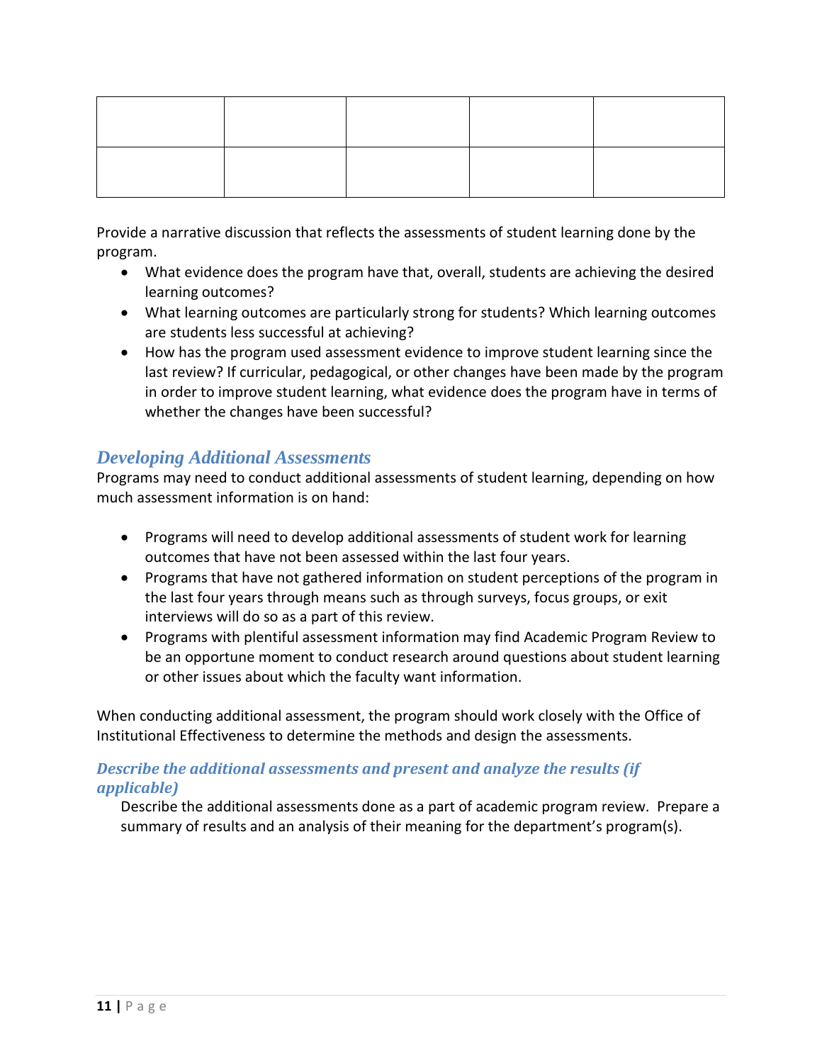| | | | | |
|---|---|---|---|---|
| | | | | |

Provide a narrative discussion that reflects the assessments of student learning done by the program.

- What evidence does the program have that, overall, students are achieving the desired learning outcomes?
- What learning outcomes are particularly strong for students? Which learning outcomes are students less successful at achieving?
- How has the program used assessment evidence to improve student learning since the last review? If curricular, pedagogical, or other changes have been made by the program in order to improve student learning, what evidence does the program have in terms of whether the changes have been successful?

## *Developing Additional Assessments*

Programs may need to conduct additional assessments of student learning, depending on how much assessment information is on hand:

- Programs will need to develop additional assessments of student work for learning outcomes that have not been assessed within the last four years.
- Programs that have not gathered information on student perceptions of the program in the last four years through means such as through surveys, focus groups, or exit interviews will do so as a part of this review.
- Programs with plentiful assessment information may find Academic Program Review to be an opportune moment to conduct research around questions about student learning or other issues about which the faculty want information.

When conducting additional assessment, the program should work closely with the Office of Institutional Effectiveness to determine the methods and design the assessments.

### *Describe the additional assessments and present and analyze the results (if applicable)*

Describe the additional assessments done as a part of academic program review. Prepare a summary of results and an analysis of their meaning for the department's program(s).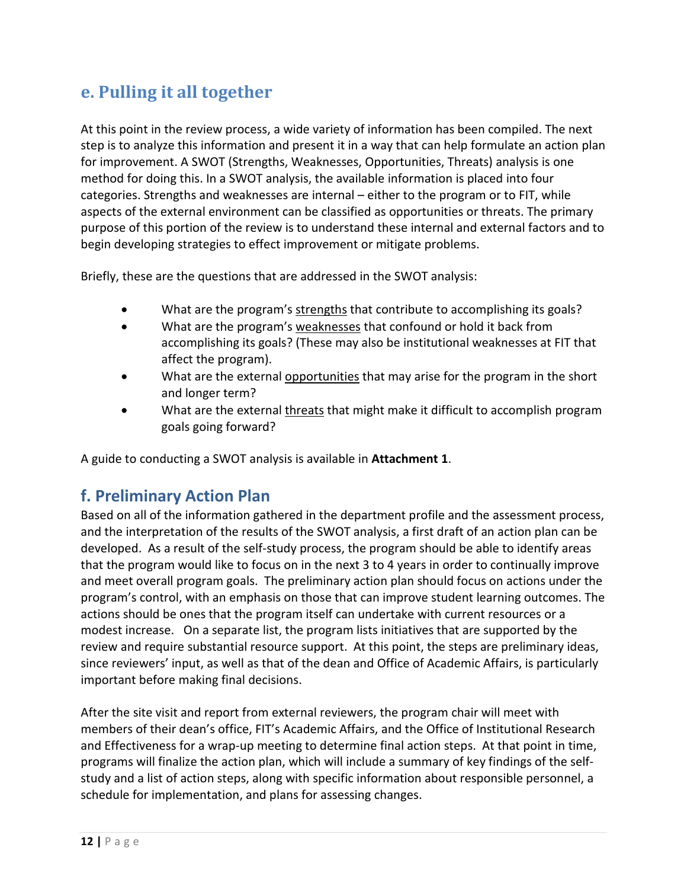## e. Pulling it all together

At this point in the review process, a wide variety of information has been compiled. The next step is to analyze this information and present it in a way that can help formulate an action plan for improvement. A SWOT (Strengths, Weaknesses, Opportunities, Threats) analysis is one method for doing this. In a SWOT analysis, the available information is placed into four categories. Strengths and weaknesses are internal – either to the program or to FIT, while aspects of the external environment can be classified as opportunities or threats. The primary purpose of this portion of the review is to understand these internal and external factors and to begin developing strategies to effect improvement or mitigate problems.

Briefly, these are the questions that are addressed in the SWOT analysis:

- What are the program's strengths that contribute to accomplishing its goals?
- What are the program's weaknesses that confound or hold it back from accomplishing its goals? (These may also be institutional weaknesses at FIT that affect the program).
- What are the external opportunities that may arise for the program in the short and longer term?
- What are the external threats that might make it difficult to accomplish program goals going forward?

A guide to conducting a SWOT analysis is available in **Attachment 1**.

## f. Preliminary Action Plan

Based on all of the information gathered in the department profile and the assessment process, and the interpretation of the results of the SWOT analysis, a first draft of an action plan can be developed. As a result of the self-study process, the program should be able to identify areas that the program would like to focus on in the next 3 to 4 years in order to continually improve and meet overall program goals. The preliminary action plan should focus on actions under the program's control, with an emphasis on those that can improve student learning outcomes. The actions should be ones that the program itself can undertake with current resources or a modest increase. On a separate list, the program lists initiatives that are supported by the review and require substantial resource support. At this point, the steps are preliminary ideas, since reviewers' input, as well as that of the dean and Office of Academic Affairs, is particularly important before making final decisions.

After the site visit and report from external reviewers, the program chair will meet with members of their dean's office, FIT's Academic Affairs, and the Office of Institutional Research and Effectiveness for a wrap-up meeting to determine final action steps. At that point in time, programs will finalize the action plan, which will include a summary of key findings of the self-study and a list of action steps, along with specific information about responsible personnel, a schedule for implementation, and plans for assessing changes.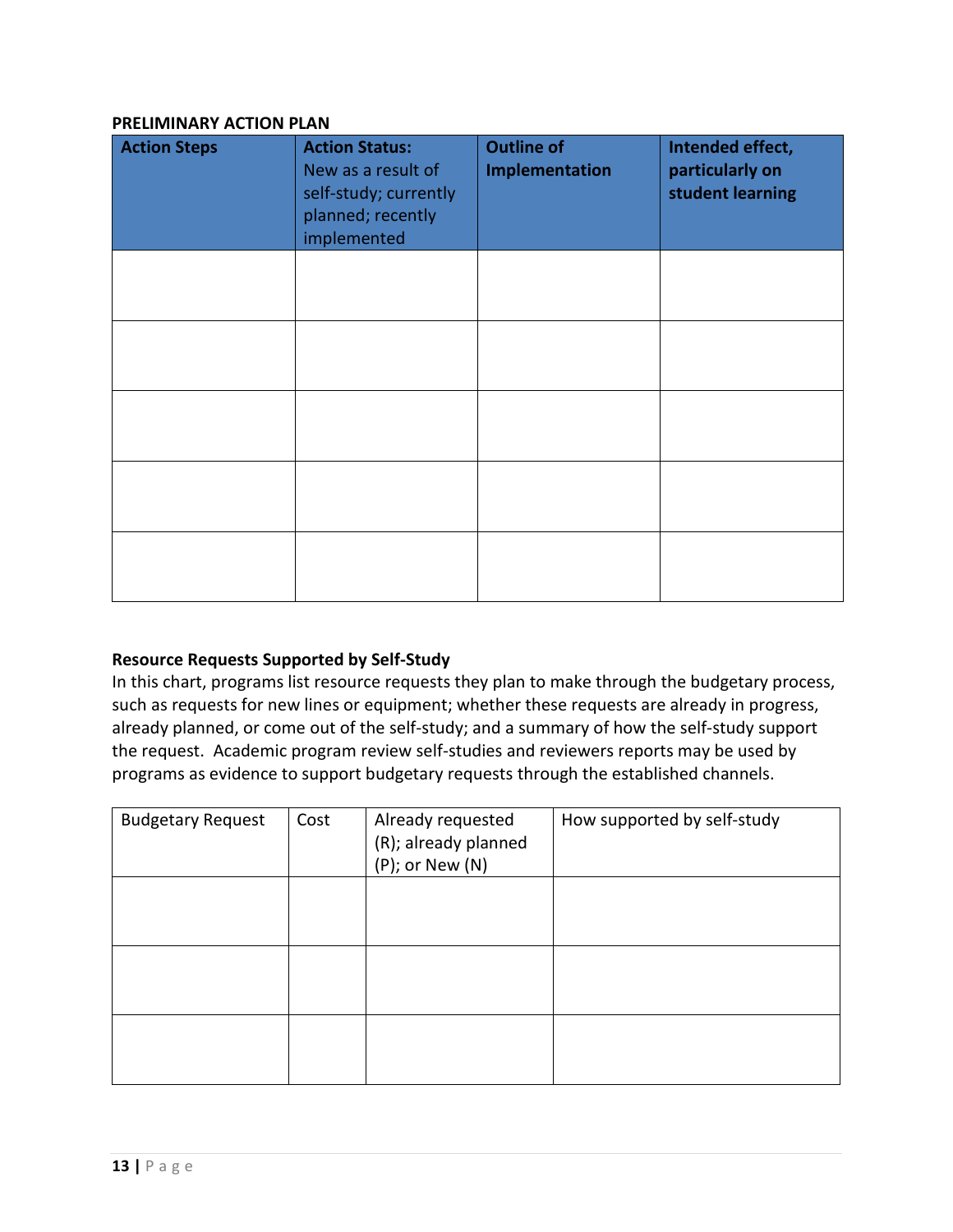**PRELIMINARY ACTION PLAN**

| **Action Steps** | **Action Status:** New as a result of self-study; currently planned; recently implemented | **Outline of Implementation** | **Intended effect, particularly on student learning** |
|---|---|---|---|
| | | | |
| | | | |
| | | | |
| | | | |
| | | | |

**Resource Requests Supported by Self-Study**

In this chart, programs list resource requests they plan to make through the budgetary process, such as requests for new lines or equipment; whether these requests are already in progress, already planned, or come out of the self-study; and a summary of how the self-study support the request. Academic program review self-studies and reviewers reports may be used by programs as evidence to support budgetary requests through the established channels.

| Budgetary Request | Cost | Already requested (R); already planned (P); or New (N) | How supported by self-study |
|---|---|---|---|
| | | | |
| | | | |
| | | | |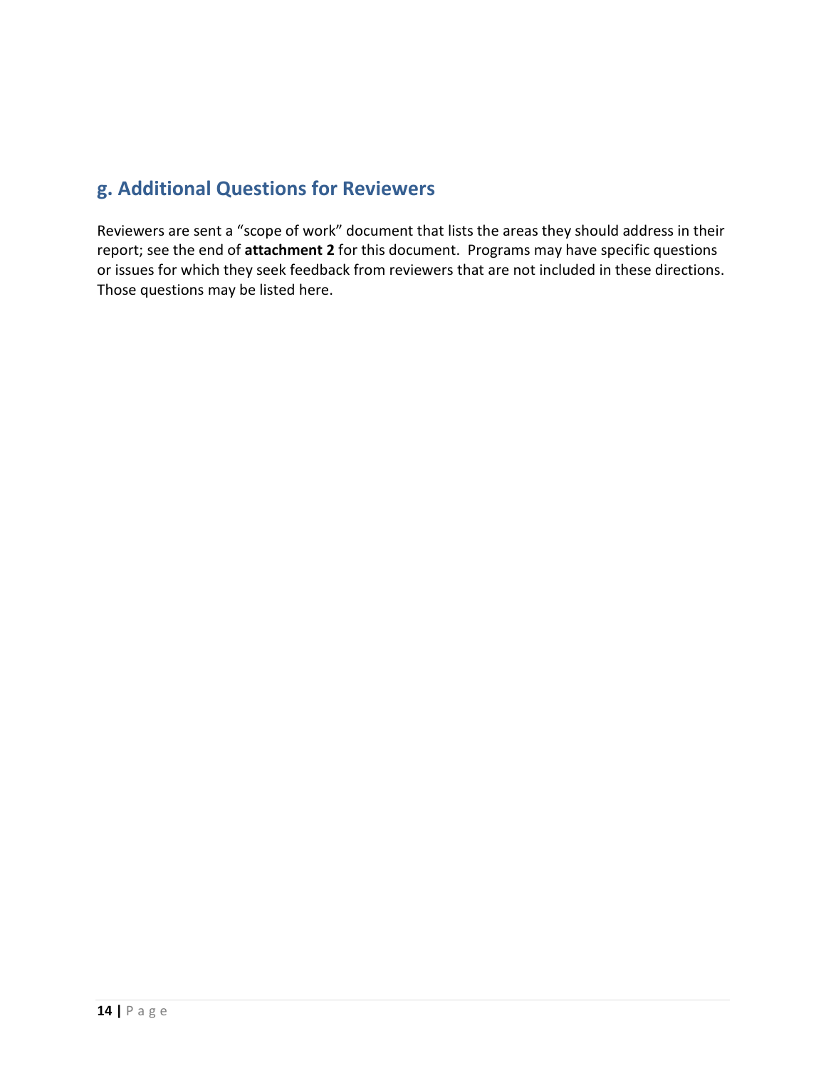## g. Additional Questions for Reviewers

Reviewers are sent a "scope of work" document that lists the areas they should address in their report; see the end of **attachment 2** for this document. Programs may have specific questions or issues for which they seek feedback from reviewers that are not included in these directions. Those questions may be listed here.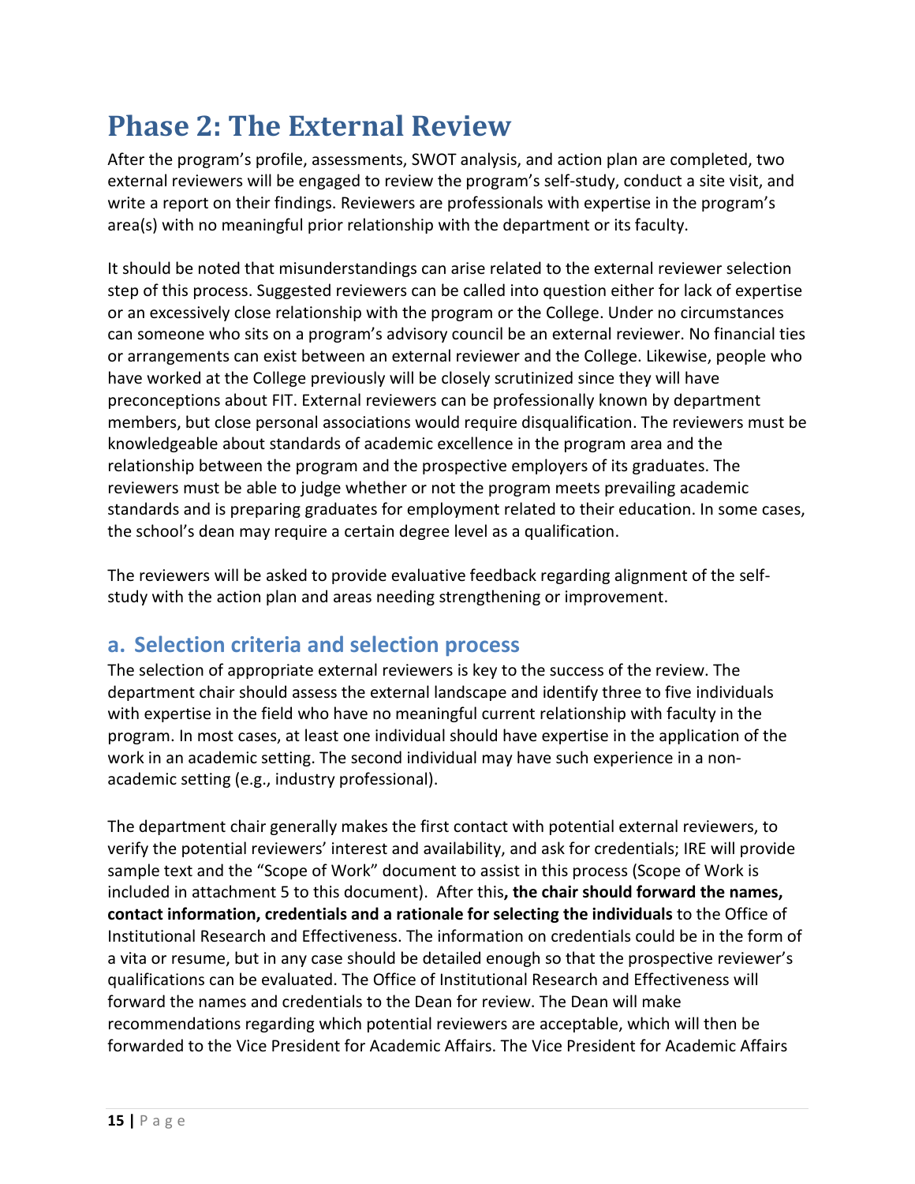# Phase 2: The External Review

After the program's profile, assessments, SWOT analysis, and action plan are completed, two external reviewers will be engaged to review the program's self-study, conduct a site visit, and write a report on their findings. Reviewers are professionals with expertise in the program's area(s) with no meaningful prior relationship with the department or its faculty.

It should be noted that misunderstandings can arise related to the external reviewer selection step of this process. Suggested reviewers can be called into question either for lack of expertise or an excessively close relationship with the program or the College. Under no circumstances can someone who sits on a program's advisory council be an external reviewer. No financial ties or arrangements can exist between an external reviewer and the College. Likewise, people who have worked at the College previously will be closely scrutinized since they will have preconceptions about FIT. External reviewers can be professionally known by department members, but close personal associations would require disqualification. The reviewers must be knowledgeable about standards of academic excellence in the program area and the relationship between the program and the prospective employers of its graduates. The reviewers must be able to judge whether or not the program meets prevailing academic standards and is preparing graduates for employment related to their education. In some cases, the school's dean may require a certain degree level as a qualification.

The reviewers will be asked to provide evaluative feedback regarding alignment of the self-study with the action plan and areas needing strengthening or improvement.

## a. Selection criteria and selection process

The selection of appropriate external reviewers is key to the success of the review. The department chair should assess the external landscape and identify three to five individuals with expertise in the field who have no meaningful current relationship with faculty in the program. In most cases, at least one individual should have expertise in the application of the work in an academic setting. The second individual may have such experience in a non-academic setting (e.g., industry professional).

The department chair generally makes the first contact with potential external reviewers, to verify the potential reviewers' interest and availability, and ask for credentials; IRE will provide sample text and the "Scope of Work" document to assist in this process (Scope of Work is included in attachment 5 to this document). After this**, the chair should forward the names, contact information, credentials and a rationale for selecting the individuals** to the Office of Institutional Research and Effectiveness. The information on credentials could be in the form of a vita or resume, but in any case should be detailed enough so that the prospective reviewer's qualifications can be evaluated. The Office of Institutional Research and Effectiveness will forward the names and credentials to the Dean for review. The Dean will make recommendations regarding which potential reviewers are acceptable, which will then be forwarded to the Vice President for Academic Affairs. The Vice President for Academic Affairs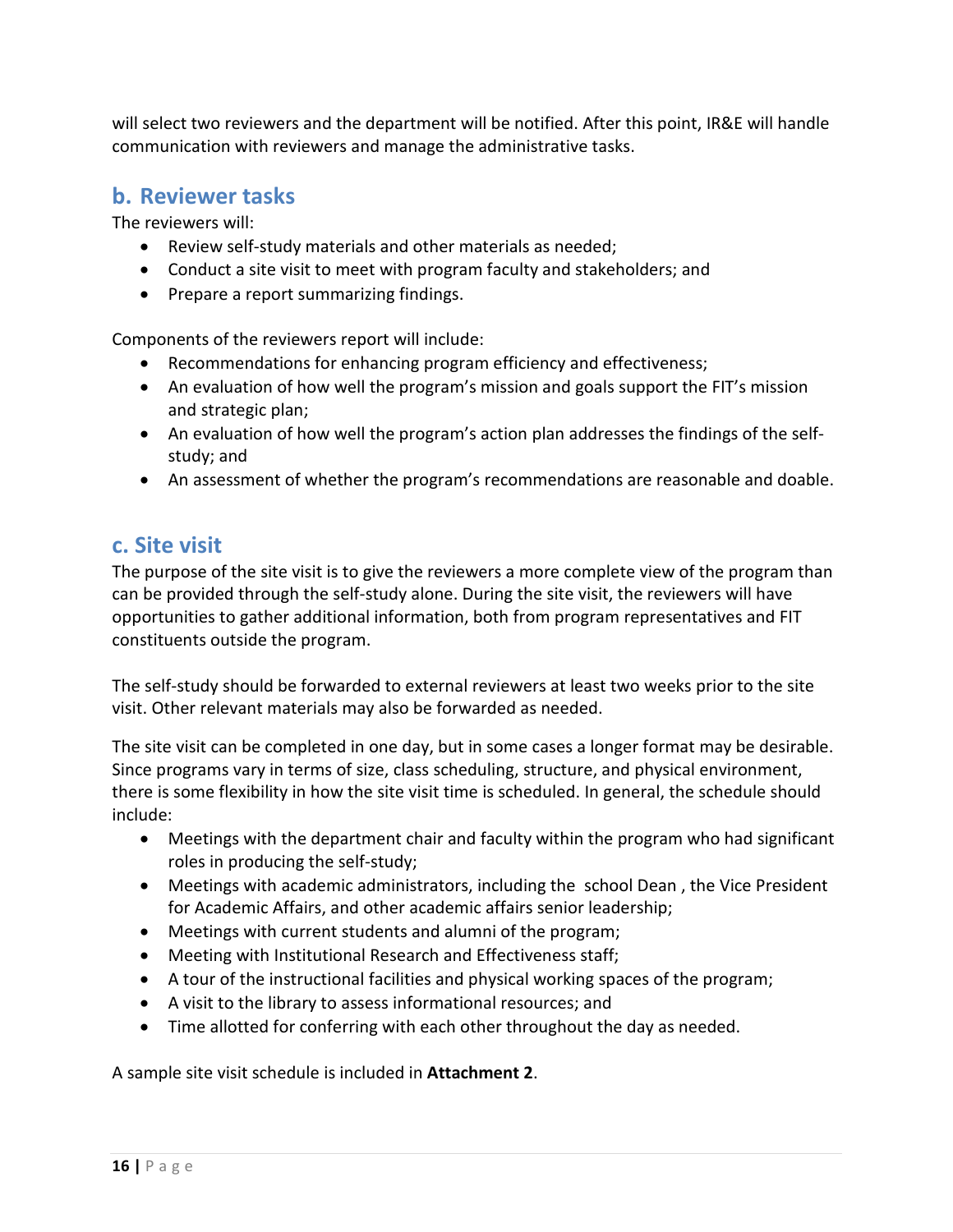will select two reviewers and the department will be notified. After this point, IR&E will handle communication with reviewers and manage the administrative tasks.

## b. Reviewer tasks

The reviewers will:

- Review self-study materials and other materials as needed;
- Conduct a site visit to meet with program faculty and stakeholders; and
- Prepare a report summarizing findings.

Components of the reviewers report will include:

- Recommendations for enhancing program efficiency and effectiveness;
- An evaluation of how well the program's mission and goals support the FIT's mission and strategic plan;
- An evaluation of how well the program's action plan addresses the findings of the self-study; and
- An assessment of whether the program's recommendations are reasonable and doable.

## c. Site visit

The purpose of the site visit is to give the reviewers a more complete view of the program than can be provided through the self-study alone. During the site visit, the reviewers will have opportunities to gather additional information, both from program representatives and FIT constituents outside the program.

The self-study should be forwarded to external reviewers at least two weeks prior to the site visit. Other relevant materials may also be forwarded as needed.

The site visit can be completed in one day, but in some cases a longer format may be desirable. Since programs vary in terms of size, class scheduling, structure, and physical environment, there is some flexibility in how the site visit time is scheduled. In general, the schedule should include:

- Meetings with the department chair and faculty within the program who had significant roles in producing the self-study;
- Meetings with academic administrators, including the school Dean , the Vice President for Academic Affairs, and other academic affairs senior leadership;
- Meetings with current students and alumni of the program;
- Meeting with Institutional Research and Effectiveness staff;
- A tour of the instructional facilities and physical working spaces of the program;
- A visit to the library to assess informational resources; and
- Time allotted for conferring with each other throughout the day as needed.

A sample site visit schedule is included in **Attachment 2**.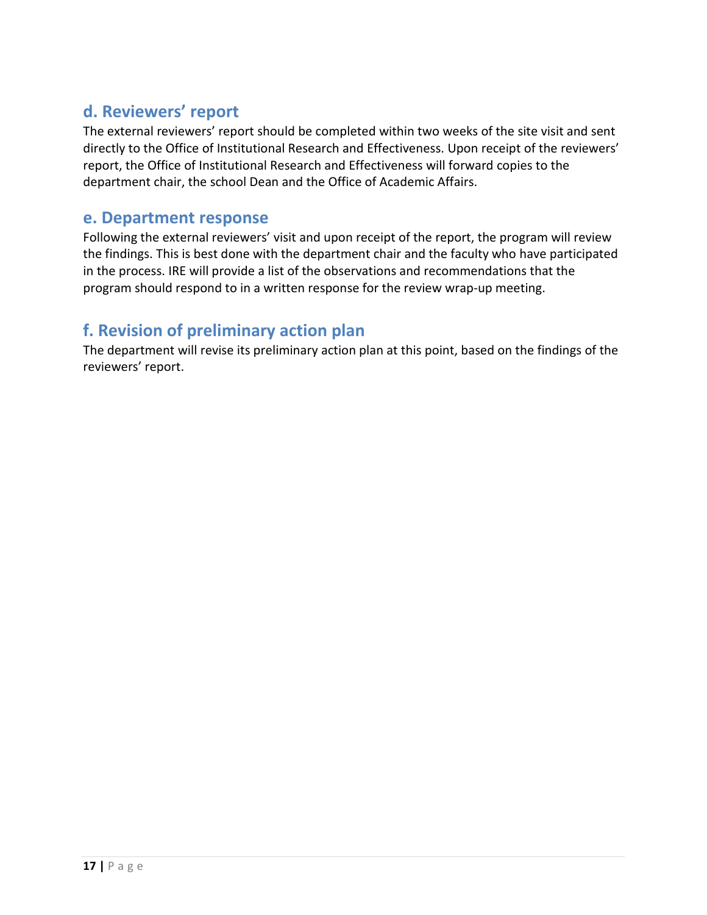## d. Reviewers’ report

The external reviewers’ report should be completed within two weeks of the site visit and sent directly to the Office of Institutional Research and Effectiveness. Upon receipt of the reviewers’ report, the Office of Institutional Research and Effectiveness will forward copies to the department chair, the school Dean and the Office of Academic Affairs.

## e. Department response

Following the external reviewers’ visit and upon receipt of the report, the program will review the findings. This is best done with the department chair and the faculty who have participated in the process. IRE will provide a list of the observations and recommendations that the program should respond to in a written response for the review wrap-up meeting.

## f. Revision of preliminary action plan

The department will revise its preliminary action plan at this point, based on the findings of the reviewers’ report.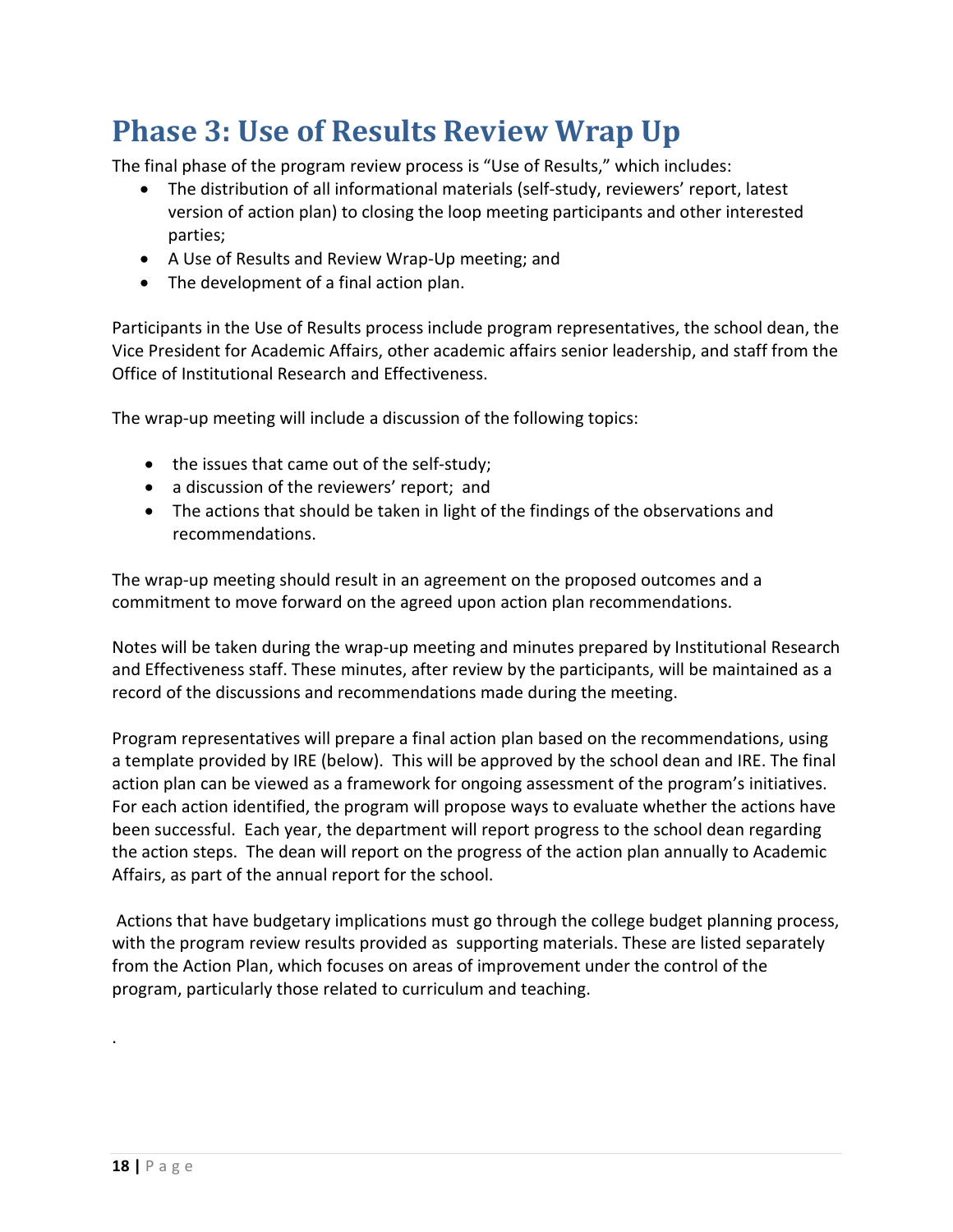# Phase 3: Use of Results Review Wrap Up

The final phase of the program review process is "Use of Results," which includes:

- The distribution of all informational materials (self-study, reviewers' report, latest version of action plan) to closing the loop meeting participants and other interested parties;
- A Use of Results and Review Wrap-Up meeting; and
- The development of a final action plan.

Participants in the Use of Results process include program representatives, the school dean, the Vice President for Academic Affairs, other academic affairs senior leadership, and staff from the Office of Institutional Research and Effectiveness.

The wrap-up meeting will include a discussion of the following topics:

- the issues that came out of the self-study;
- a discussion of the reviewers' report; and
- The actions that should be taken in light of the findings of the observations and recommendations.

The wrap-up meeting should result in an agreement on the proposed outcomes and a commitment to move forward on the agreed upon action plan recommendations.

Notes will be taken during the wrap-up meeting and minutes prepared by Institutional Research and Effectiveness staff. These minutes, after review by the participants, will be maintained as a record of the discussions and recommendations made during the meeting.

Program representatives will prepare a final action plan based on the recommendations, using a template provided by IRE (below). This will be approved by the school dean and IRE. The final action plan can be viewed as a framework for ongoing assessment of the program's initiatives. For each action identified, the program will propose ways to evaluate whether the actions have been successful. Each year, the department will report progress to the school dean regarding the action steps. The dean will report on the progress of the action plan annually to Academic Affairs, as part of the annual report for the school.

Actions that have budgetary implications must go through the college budget planning process, with the program review results provided as supporting materials. These are listed separately from the Action Plan, which focuses on areas of improvement under the control of the program, particularly those related to curriculum and teaching.

.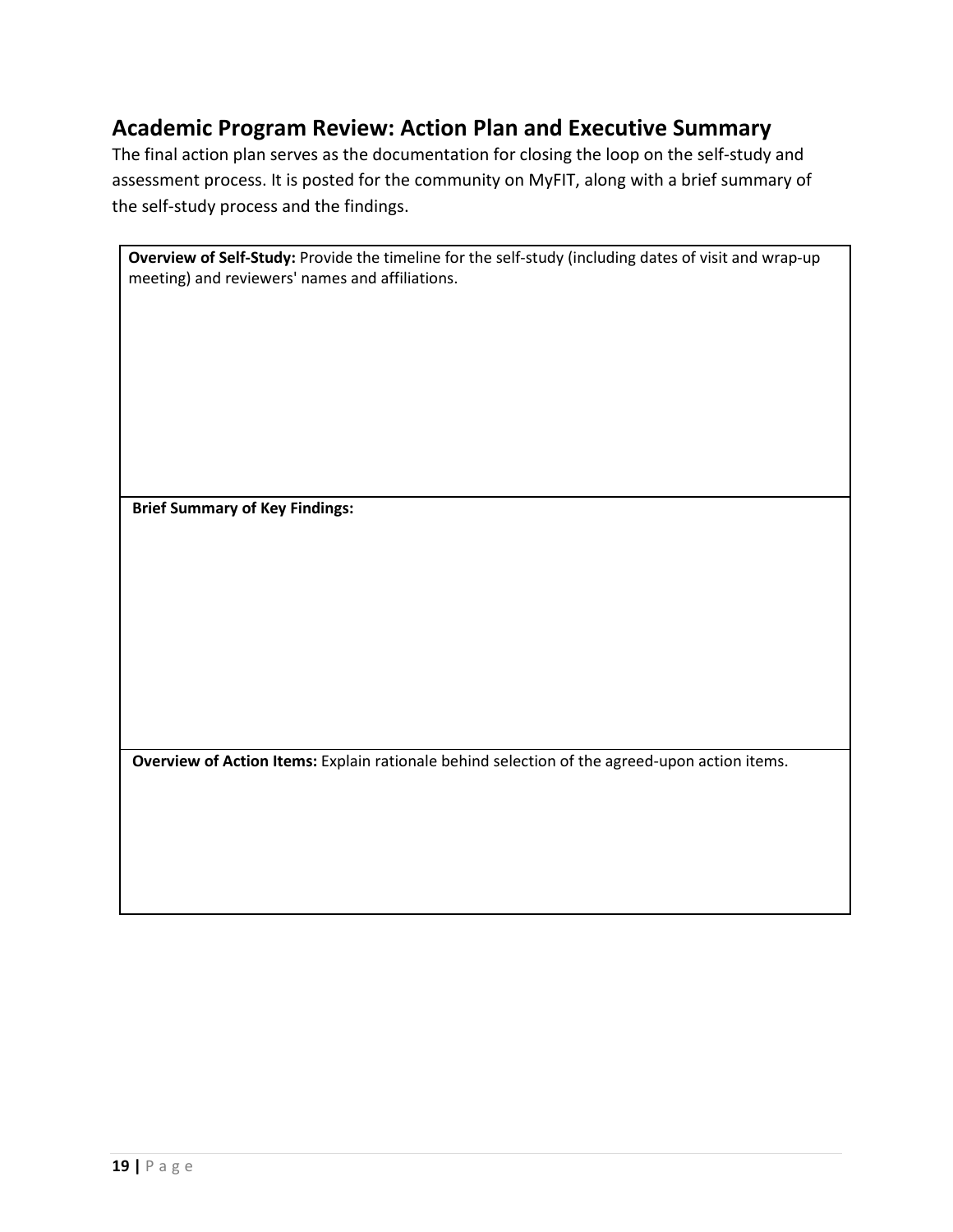## Academic Program Review: Action Plan and Executive Summary

The final action plan serves as the documentation for closing the loop on the self-study and assessment process. It is posted for the community on MyFIT, along with a brief summary of the self-study process and the findings.

| **Overview of Self-Study:** Provide the timeline for the self-study (including dates of visit and wrap-up meeting) and reviewers' names and affiliations. |
|---|
| **Brief Summary of Key Findings:** |
| **Overview of Action Items:** Explain rationale behind selection of the agreed-upon action items. |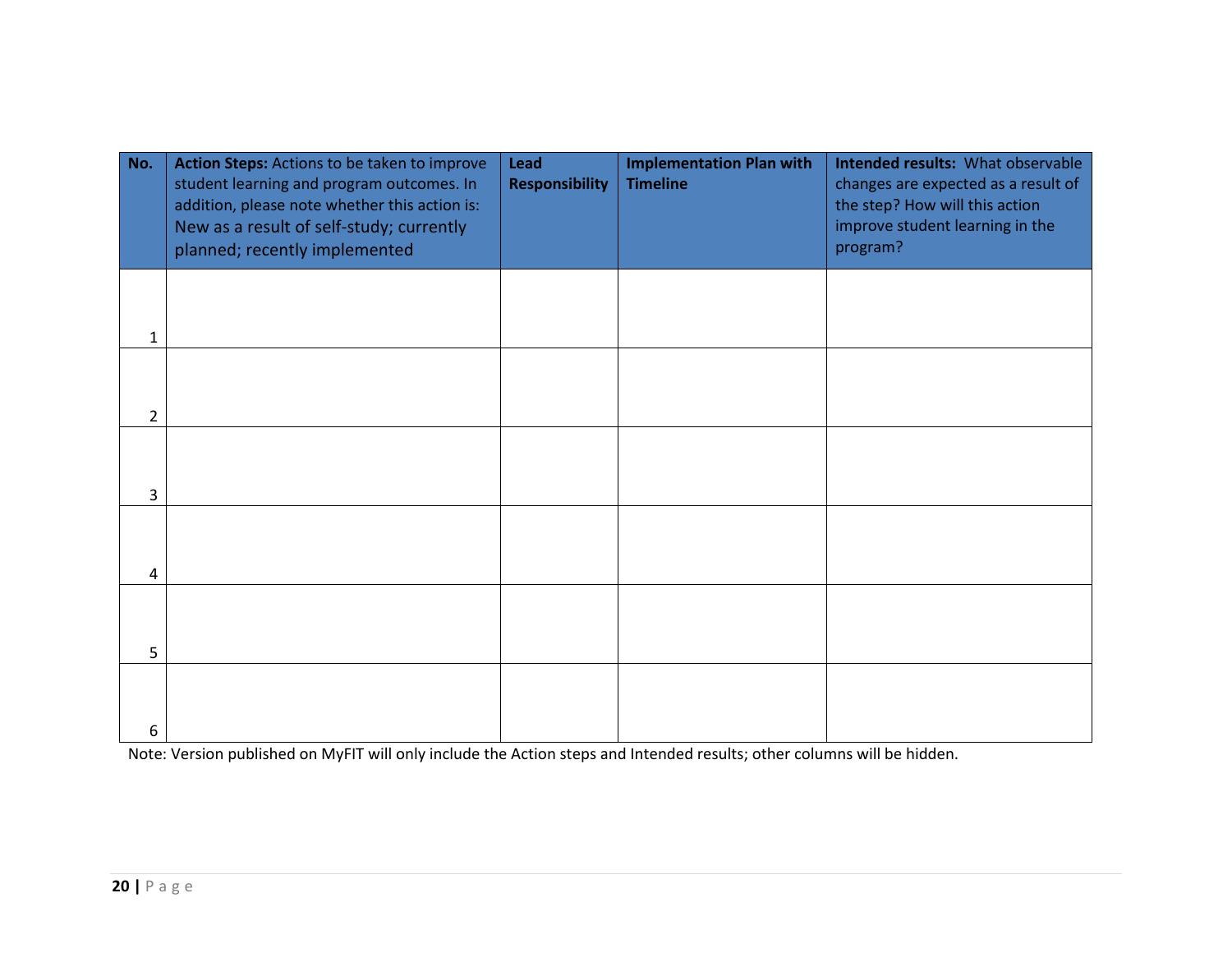| No. | **Action Steps:** Actions to be taken to improve student learning and program outcomes. In addition, please note whether this action is: New as a result of self-study; currently planned; recently implemented | **Lead Responsibility** | **Implementation Plan with Timeline** | **Intended results:** What observable changes are expected as a result of the step? How will this action improve student learning in the program? |
|---|---|---|---|---|
| 1 | | | | |
| 2 | | | | |
| 3 | | | | |
| 4 | | | | |
| 5 | | | | |
| 6 | | | | |

Note: Version published on MyFIT will only include the Action steps and Intended results; other columns will be hidden.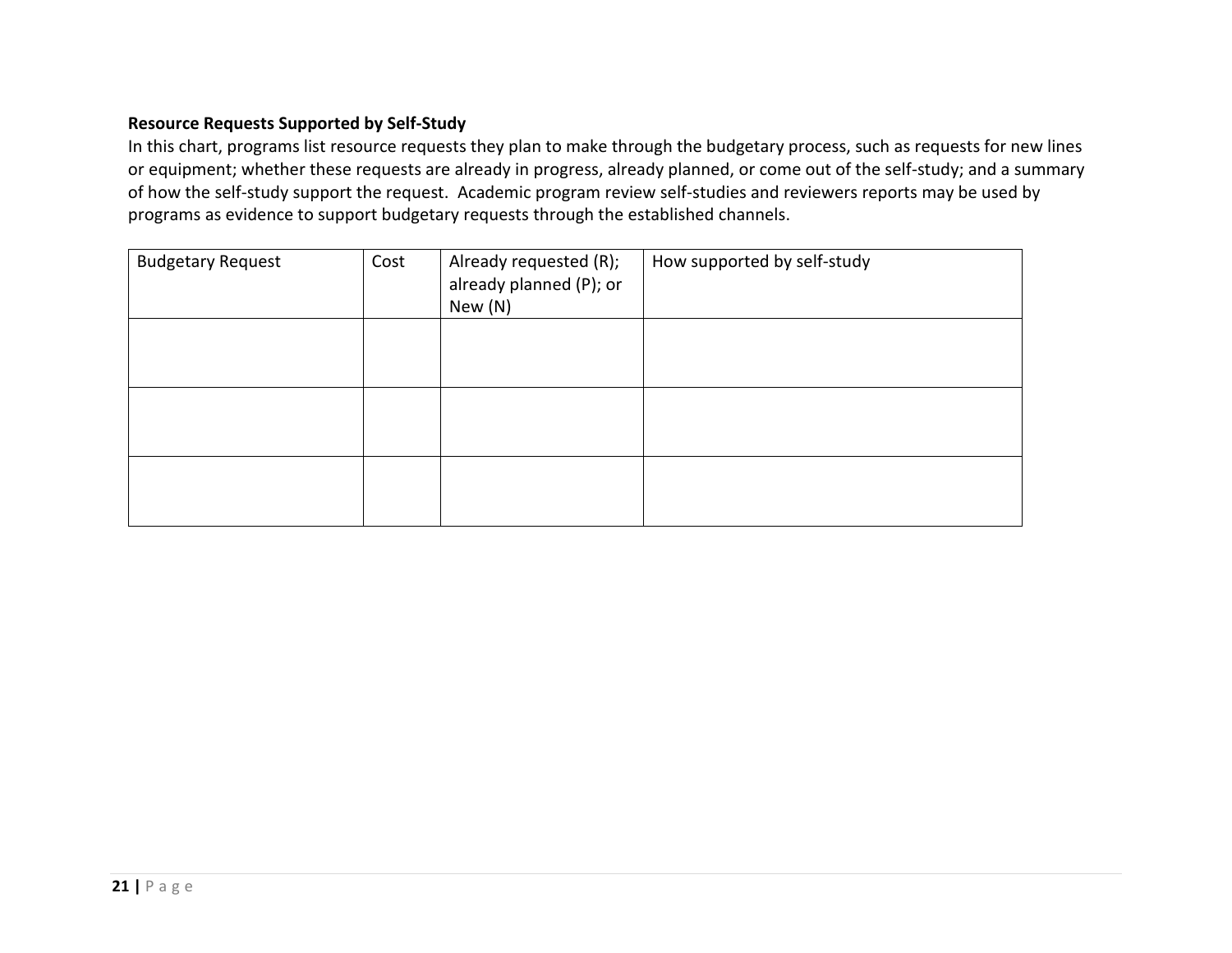**Resource Requests Supported by Self-Study**

In this chart, programs list resource requests they plan to make through the budgetary process, such as requests for new lines or equipment; whether these requests are already in progress, already planned, or come out of the self-study; and a summary of how the self-study support the request.  Academic program review self-studies and reviewers reports may be used by programs as evidence to support budgetary requests through the established channels.

| Budgetary Request | Cost | Already requested (R); already planned (P); or New (N) | How supported by self-study |
|---|---|---|---|
| | | | |
| | | | |
| | | | |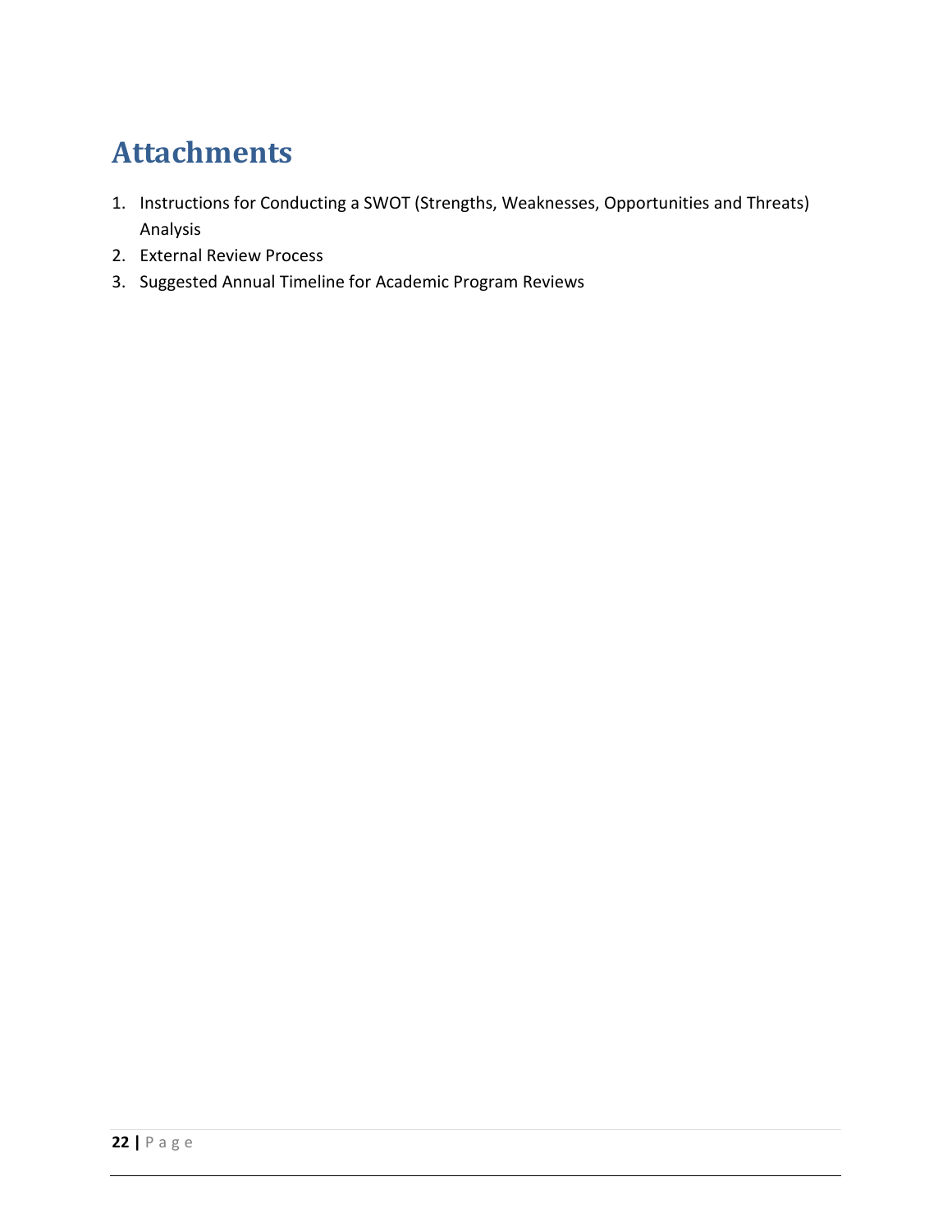# Attachments

1. Instructions for Conducting a SWOT (Strengths, Weaknesses, Opportunities and Threats) Analysis
2. External Review Process
3. Suggested Annual Timeline for Academic Program Reviews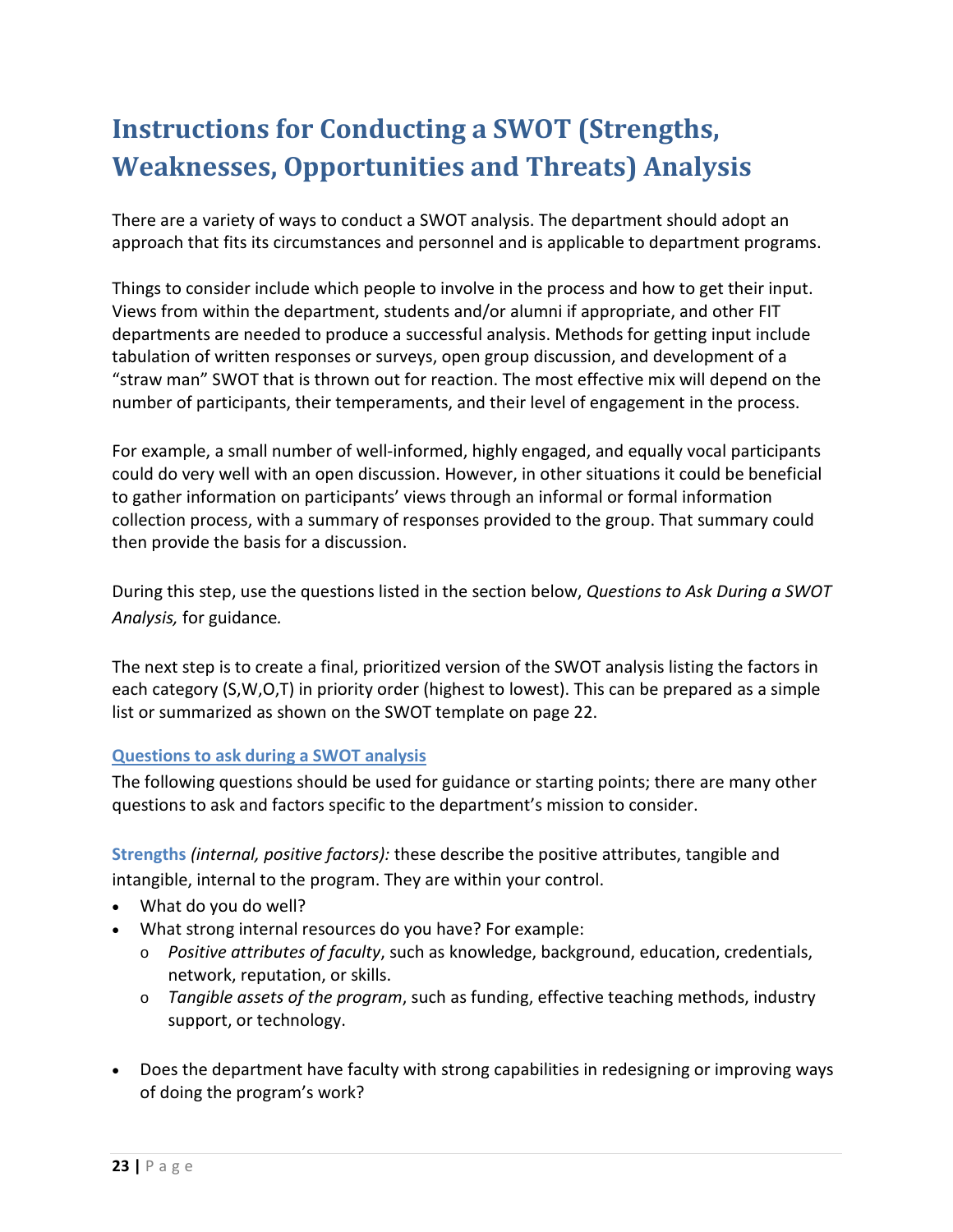# Instructions for Conducting a SWOT (Strengths, Weaknesses, Opportunities and Threats) Analysis

There are a variety of ways to conduct a SWOT analysis. The department should adopt an approach that fits its circumstances and personnel and is applicable to department programs.

Things to consider include which people to involve in the process and how to get their input. Views from within the department, students and/or alumni if appropriate, and other FIT departments are needed to produce a successful analysis. Methods for getting input include tabulation of written responses or surveys, open group discussion, and development of a "straw man" SWOT that is thrown out for reaction. The most effective mix will depend on the number of participants, their temperaments, and their level of engagement in the process.

For example, a small number of well-informed, highly engaged, and equally vocal participants could do very well with an open discussion. However, in other situations it could be beneficial to gather information on participants' views through an informal or formal information collection process, with a summary of responses provided to the group. That summary could then provide the basis for a discussion.

During this step, use the questions listed in the section below, *Questions to Ask During a SWOT Analysis,* for guidance.

The next step is to create a final, prioritized version of the SWOT analysis listing the factors in each category (S,W,O,T) in priority order (highest to lowest). This can be prepared as a simple list or summarized as shown on the SWOT template on page 22.

### Questions to ask during a SWOT analysis

The following questions should be used for guidance or starting points; there are many other questions to ask and factors specific to the department's mission to consider.

**Strengths** *(internal, positive factors):* these describe the positive attributes, tangible and intangible, internal to the program. They are within your control.

- What do you do well?
- What strong internal resources do you have? For example:
  - *Positive attributes of faculty*, such as knowledge, background, education, credentials, network, reputation, or skills.
  - *Tangible assets of the program*, such as funding, effective teaching methods, industry support, or technology.
- Does the department have faculty with strong capabilities in redesigning or improving ways of doing the program's work?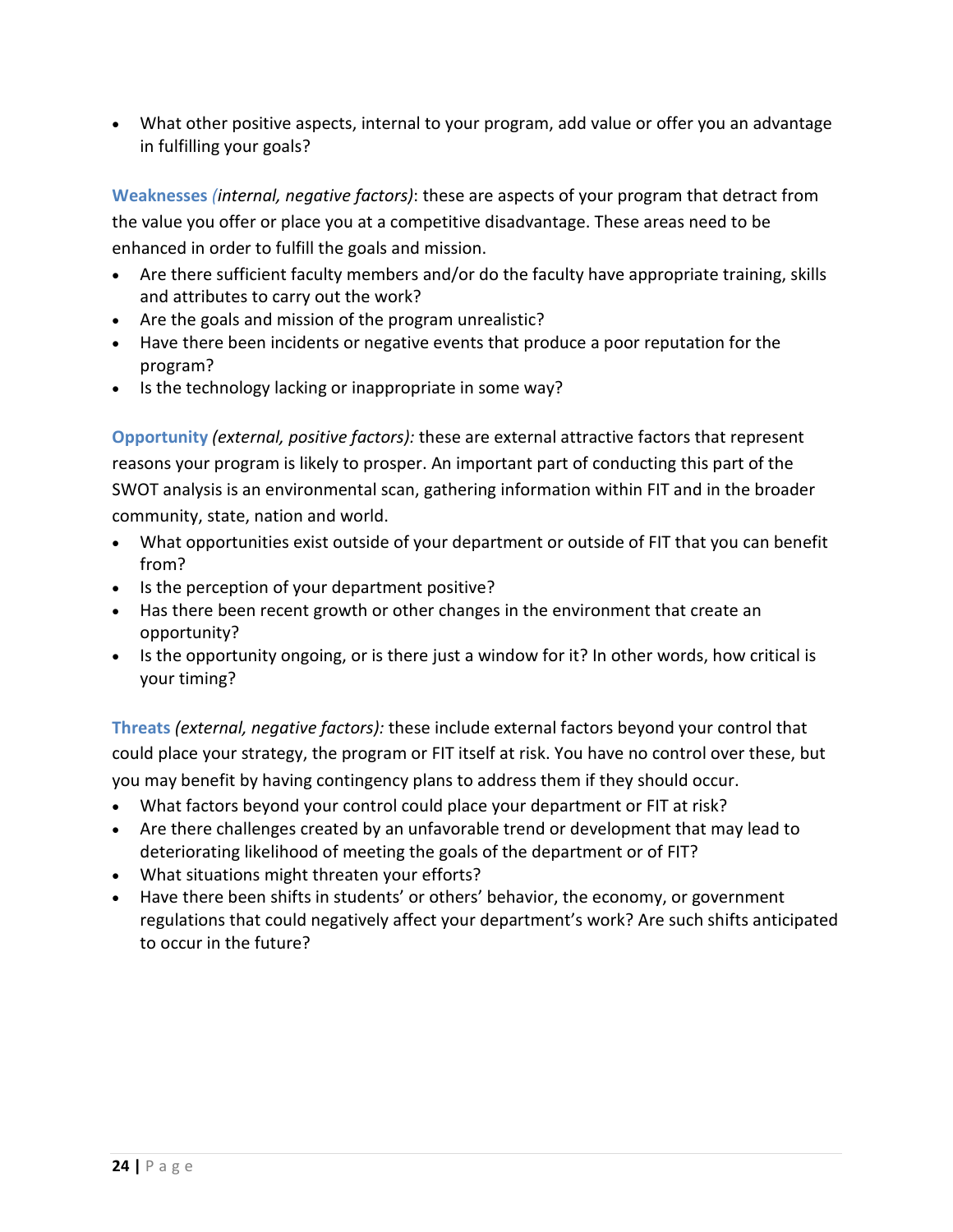- What other positive aspects, internal to your program, add value or offer you an advantage in fulfilling your goals?

**Weaknesses** *(internal, negative factors)*: these are aspects of your program that detract from the value you offer or place you at a competitive disadvantage. These areas need to be enhanced in order to fulfill the goals and mission.

- Are there sufficient faculty members and/or do the faculty have appropriate training, skills and attributes to carry out the work?
- Are the goals and mission of the program unrealistic?
- Have there been incidents or negative events that produce a poor reputation for the program?
- Is the technology lacking or inappropriate in some way?

**Opportunity** *(external, positive factors):* these are external attractive factors that represent reasons your program is likely to prosper. An important part of conducting this part of the SWOT analysis is an environmental scan, gathering information within FIT and in the broader community, state, nation and world.

- What opportunities exist outside of your department or outside of FIT that you can benefit from?
- Is the perception of your department positive?
- Has there been recent growth or other changes in the environment that create an opportunity?
- Is the opportunity ongoing, or is there just a window for it? In other words, how critical is your timing?

**Threats** *(external, negative factors):* these include external factors beyond your control that could place your strategy, the program or FIT itself at risk. You have no control over these, but you may benefit by having contingency plans to address them if they should occur.

- What factors beyond your control could place your department or FIT at risk?
- Are there challenges created by an unfavorable trend or development that may lead to deteriorating likelihood of meeting the goals of the department or of FIT?
- What situations might threaten your efforts?
- Have there been shifts in students' or others' behavior, the economy, or government regulations that could negatively affect your department's work? Are such shifts anticipated to occur in the future?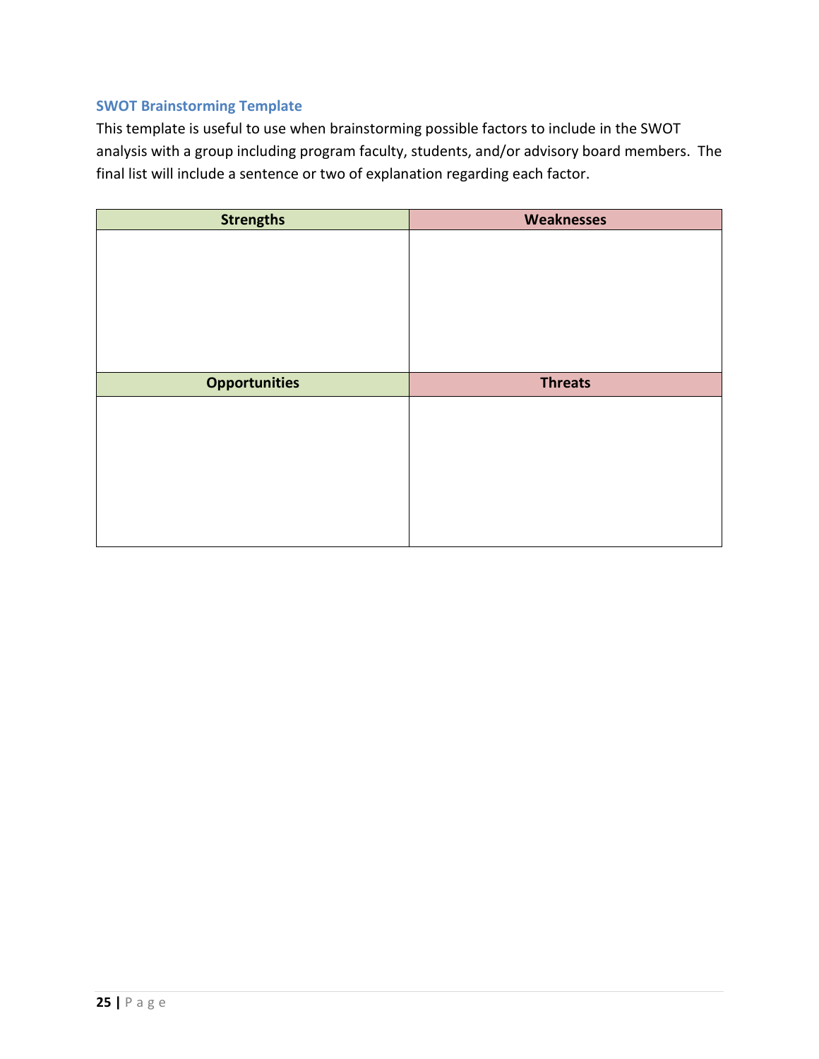### SWOT Brainstorming Template

This template is useful to use when brainstorming possible factors to include in the SWOT analysis with a group including program faculty, students, and/or advisory board members. The final list will include a sentence or two of explanation regarding each factor.

| Strengths | Weaknesses |
|---|---|
| | |
| **Opportunities** | **Threats** |
| | |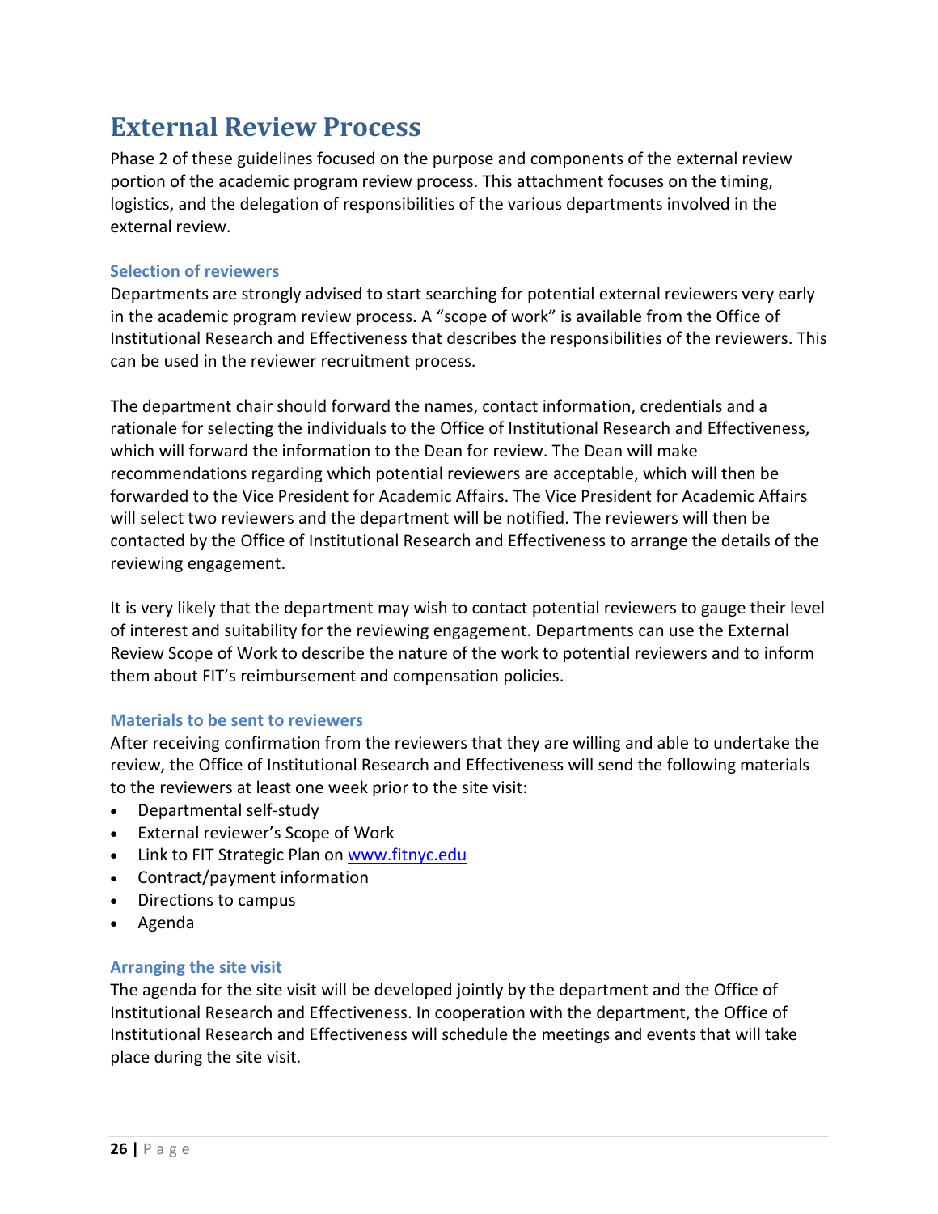# External Review Process

Phase 2 of these guidelines focused on the purpose and components of the external review portion of the academic program review process. This attachment focuses on the timing, logistics, and the delegation of responsibilities of the various departments involved in the external review.

### Selection of reviewers

Departments are strongly advised to start searching for potential external reviewers very early in the academic program review process. A "scope of work" is available from the Office of Institutional Research and Effectiveness that describes the responsibilities of the reviewers. This can be used in the reviewer recruitment process.

The department chair should forward the names, contact information, credentials and a rationale for selecting the individuals to the Office of Institutional Research and Effectiveness, which will forward the information to the Dean for review. The Dean will make recommendations regarding which potential reviewers are acceptable, which will then be forwarded to the Vice President for Academic Affairs. The Vice President for Academic Affairs will select two reviewers and the department will be notified. The reviewers will then be contacted by the Office of Institutional Research and Effectiveness to arrange the details of the reviewing engagement.

It is very likely that the department may wish to contact potential reviewers to gauge their level of interest and suitability for the reviewing engagement. Departments can use the External Review Scope of Work to describe the nature of the work to potential reviewers and to inform them about FIT's reimbursement and compensation policies.

### Materials to be sent to reviewers

After receiving confirmation from the reviewers that they are willing and able to undertake the review, the Office of Institutional Research and Effectiveness will send the following materials to the reviewers at least one week prior to the site visit:

- Departmental self-study
- External reviewer's Scope of Work
- Link to FIT Strategic Plan on www.fitnyc.edu
- Contract/payment information
- Directions to campus
- Agenda

### Arranging the site visit

The agenda for the site visit will be developed jointly by the department and the Office of Institutional Research and Effectiveness. In cooperation with the department, the Office of Institutional Research and Effectiveness will schedule the meetings and events that will take place during the site visit.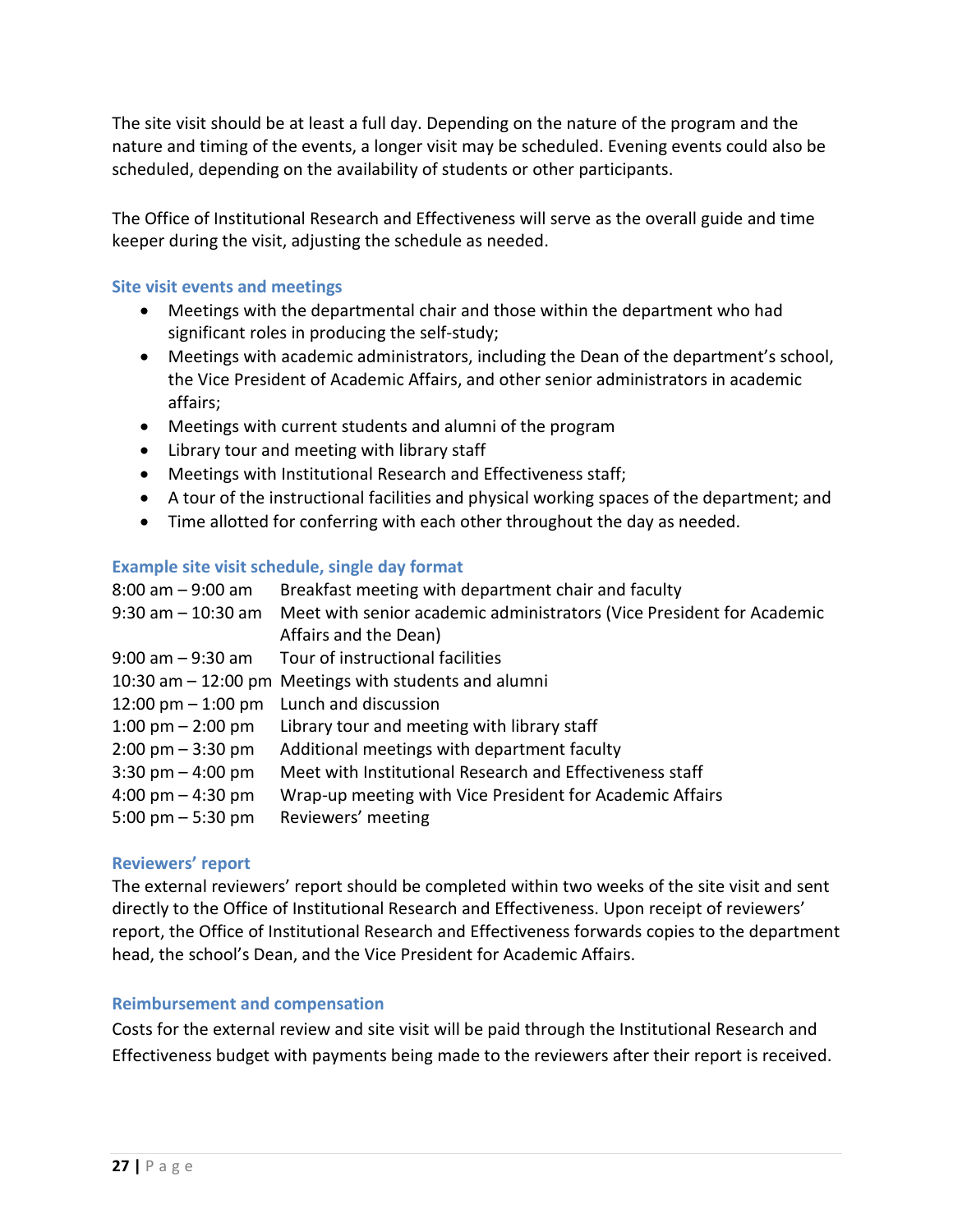The site visit should be at least a full day. Depending on the nature of the program and the nature and timing of the events, a longer visit may be scheduled. Evening events could also be scheduled, depending on the availability of students or other participants.

The Office of Institutional Research and Effectiveness will serve as the overall guide and time keeper during the visit, adjusting the schedule as needed.

### Site visit events and meetings

- Meetings with the departmental chair and those within the department who had significant roles in producing the self-study;
- Meetings with academic administrators, including the Dean of the department's school, the Vice President of Academic Affairs, and other senior administrators in academic affairs;
- Meetings with current students and alumni of the program
- Library tour and meeting with library staff
- Meetings with Institutional Research and Effectiveness staff;
- A tour of the instructional facilities and physical working spaces of the department; and
- Time allotted for conferring with each other throughout the day as needed.

### Example site visit schedule, single day format

| | |
|---|---|
| 8:00 am – 9:00 am | Breakfast meeting with department chair and faculty |
| 9:30 am – 10:30 am | Meet with senior academic administrators (Vice President for Academic Affairs and the Dean) |
| 9:00 am – 9:30 am | Tour of instructional facilities |
| 10:30 am – 12:00 pm | Meetings with students and alumni |
| 12:00 pm – 1:00 pm | Lunch and discussion |
| 1:00 pm – 2:00 pm | Library tour and meeting with library staff |
| 2:00 pm – 3:30 pm | Additional meetings with department faculty |
| 3:30 pm – 4:00 pm | Meet with Institutional Research and Effectiveness staff |
| 4:00 pm – 4:30 pm | Wrap-up meeting with Vice President for Academic Affairs |
| 5:00 pm – 5:30 pm | Reviewers' meeting |

### Reviewers' report

The external reviewers' report should be completed within two weeks of the site visit and sent directly to the Office of Institutional Research and Effectiveness. Upon receipt of reviewers' report, the Office of Institutional Research and Effectiveness forwards copies to the department head, the school's Dean, and the Vice President for Academic Affairs.

### Reimbursement and compensation

Costs for the external review and site visit will be paid through the Institutional Research and Effectiveness budget with payments being made to the reviewers after their report is received.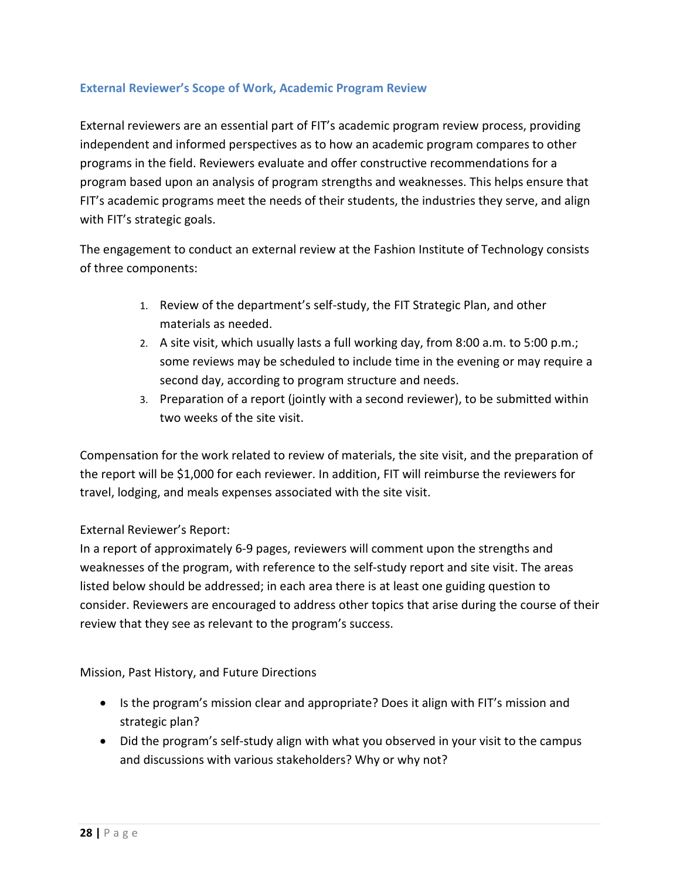### External Reviewer's Scope of Work, Academic Program Review

External reviewers are an essential part of FIT's academic program review process, providing independent and informed perspectives as to how an academic program compares to other programs in the field. Reviewers evaluate and offer constructive recommendations for a program based upon an analysis of program strengths and weaknesses. This helps ensure that FIT's academic programs meet the needs of their students, the industries they serve, and align with FIT's strategic goals.

The engagement to conduct an external review at the Fashion Institute of Technology consists of three components:

1. Review of the department's self-study, the FIT Strategic Plan, and other materials as needed.
2. A site visit, which usually lasts a full working day, from 8:00 a.m. to 5:00 p.m.; some reviews may be scheduled to include time in the evening or may require a second day, according to program structure and needs.
3. Preparation of a report (jointly with a second reviewer), to be submitted within two weeks of the site visit.

Compensation for the work related to review of materials, the site visit, and the preparation of the report will be $1,000 for each reviewer. In addition, FIT will reimburse the reviewers for travel, lodging, and meals expenses associated with the site visit.

External Reviewer's Report:
In a report of approximately 6-9 pages, reviewers will comment upon the strengths and weaknesses of the program, with reference to the self-study report and site visit. The areas listed below should be addressed; in each area there is at least one guiding question to consider. Reviewers are encouraged to address other topics that arise during the course of their review that they see as relevant to the program's success.

Mission, Past History, and Future Directions

- Is the program's mission clear and appropriate? Does it align with FIT's mission and strategic plan?
- Did the program's self-study align with what you observed in your visit to the campus and discussions with various stakeholders? Why or why not?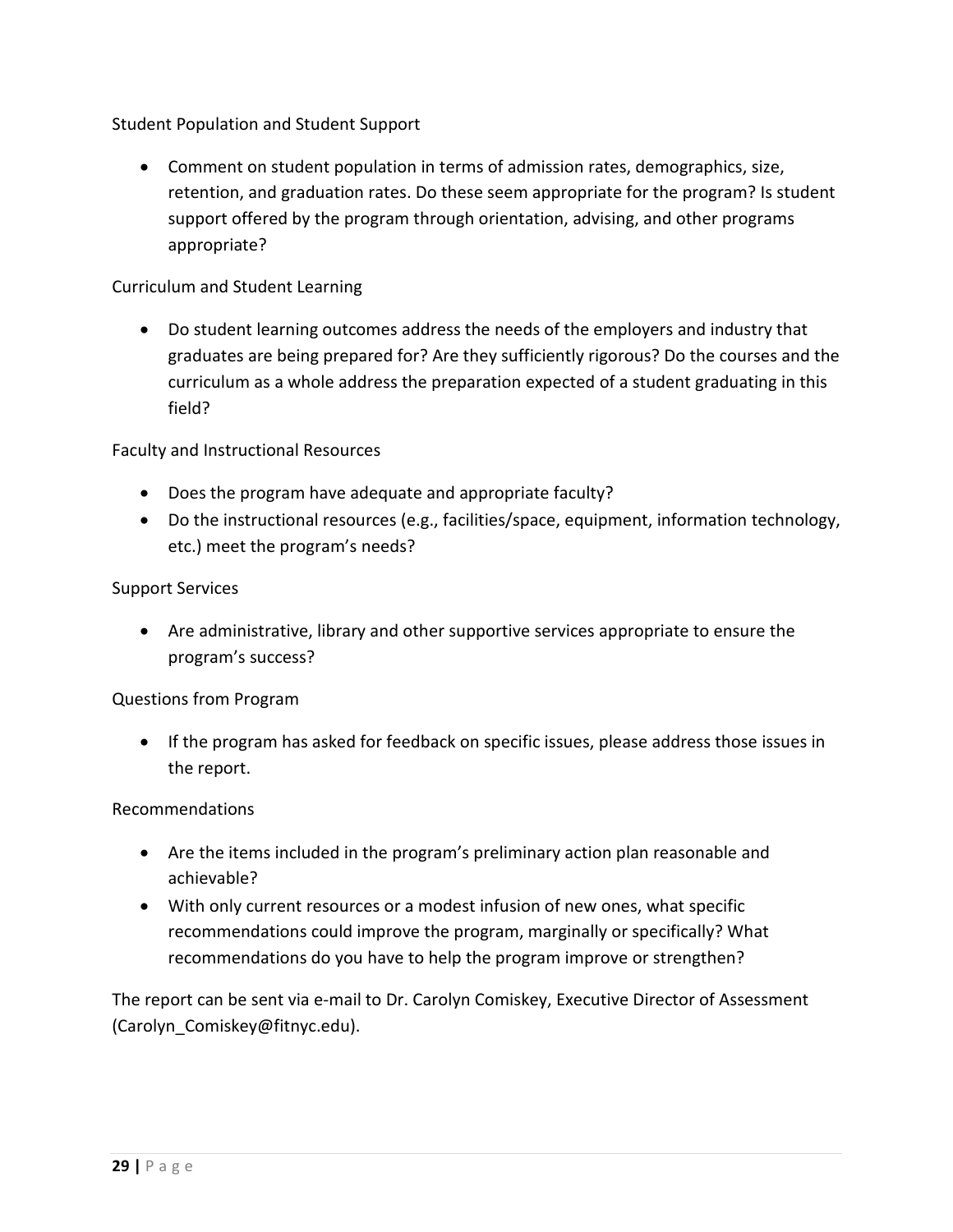Student Population and Student Support

- Comment on student population in terms of admission rates, demographics, size, retention, and graduation rates. Do these seem appropriate for the program? Is student support offered by the program through orientation, advising, and other programs appropriate?

Curriculum and Student Learning

- Do student learning outcomes address the needs of the employers and industry that graduates are being prepared for? Are they sufficiently rigorous? Do the courses and the curriculum as a whole address the preparation expected of a student graduating in this field?

Faculty and Instructional Resources

- Does the program have adequate and appropriate faculty?
- Do the instructional resources (e.g., facilities/space, equipment, information technology, etc.) meet the program's needs?

Support Services

- Are administrative, library and other supportive services appropriate to ensure the program's success?

Questions from Program

- If the program has asked for feedback on specific issues, please address those issues in the report.

Recommendations

- Are the items included in the program's preliminary action plan reasonable and achievable?
- With only current resources or a modest infusion of new ones, what specific recommendations could improve the program, marginally or specifically? What recommendations do you have to help the program improve or strengthen?

The report can be sent via e-mail to Dr. Carolyn Comiskey, Executive Director of Assessment (Carolyn_Comiskey@fitnyc.edu).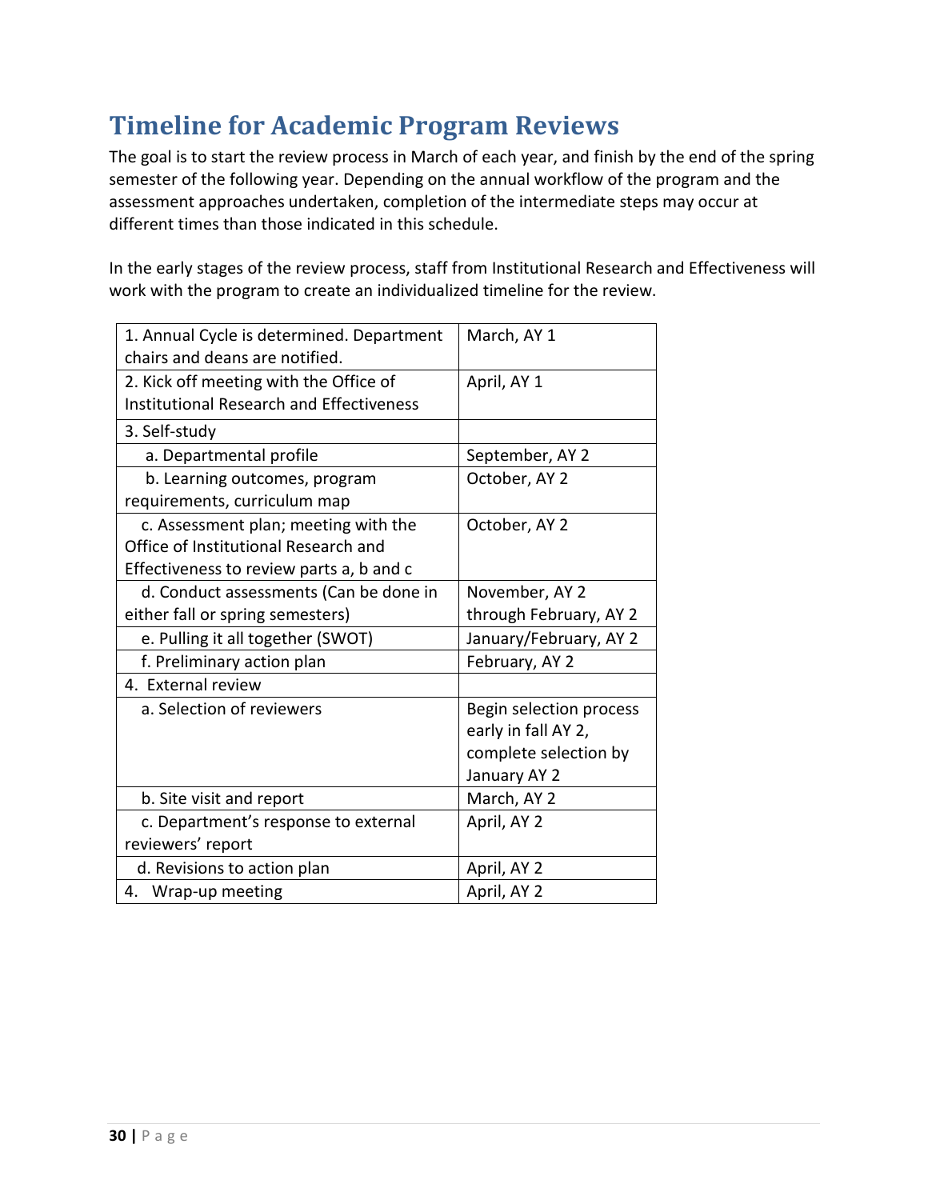# Timeline for Academic Program Reviews

The goal is to start the review process in March of each year, and finish by the end of the spring semester of the following year. Depending on the annual workflow of the program and the assessment approaches undertaken, completion of the intermediate steps may occur at different times than those indicated in this schedule.

In the early stages of the review process, staff from Institutional Research and Effectiveness will work with the program to create an individualized timeline for the review.

| | |
|---|---|
| 1. Annual Cycle is determined. Department chairs and deans are notified. | March, AY 1 |
| 2. Kick off meeting with the Office of Institutional Research and Effectiveness | April, AY 1 |
| 3. Self-study | |
| a. Departmental profile | September, AY 2 |
| b. Learning outcomes, program requirements, curriculum map | October, AY 2 |
| c. Assessment plan; meeting with the Office of Institutional Research and Effectiveness to review parts a, b and c | October, AY 2 |
| d. Conduct assessments (Can be done in either fall or spring semesters) | November, AY 2 through February, AY 2 |
| e. Pulling it all together (SWOT) | January/February, AY 2 |
| f. Preliminary action plan | February, AY 2 |
| 4. External review | |
| a. Selection of reviewers | Begin selection process early in fall AY 2, complete selection by January AY 2 |
| b. Site visit and report | March, AY 2 |
| c. Department's response to external reviewers' report | April, AY 2 |
| d. Revisions to action plan | April, AY 2 |
| 4. Wrap-up meeting | April, AY 2 |